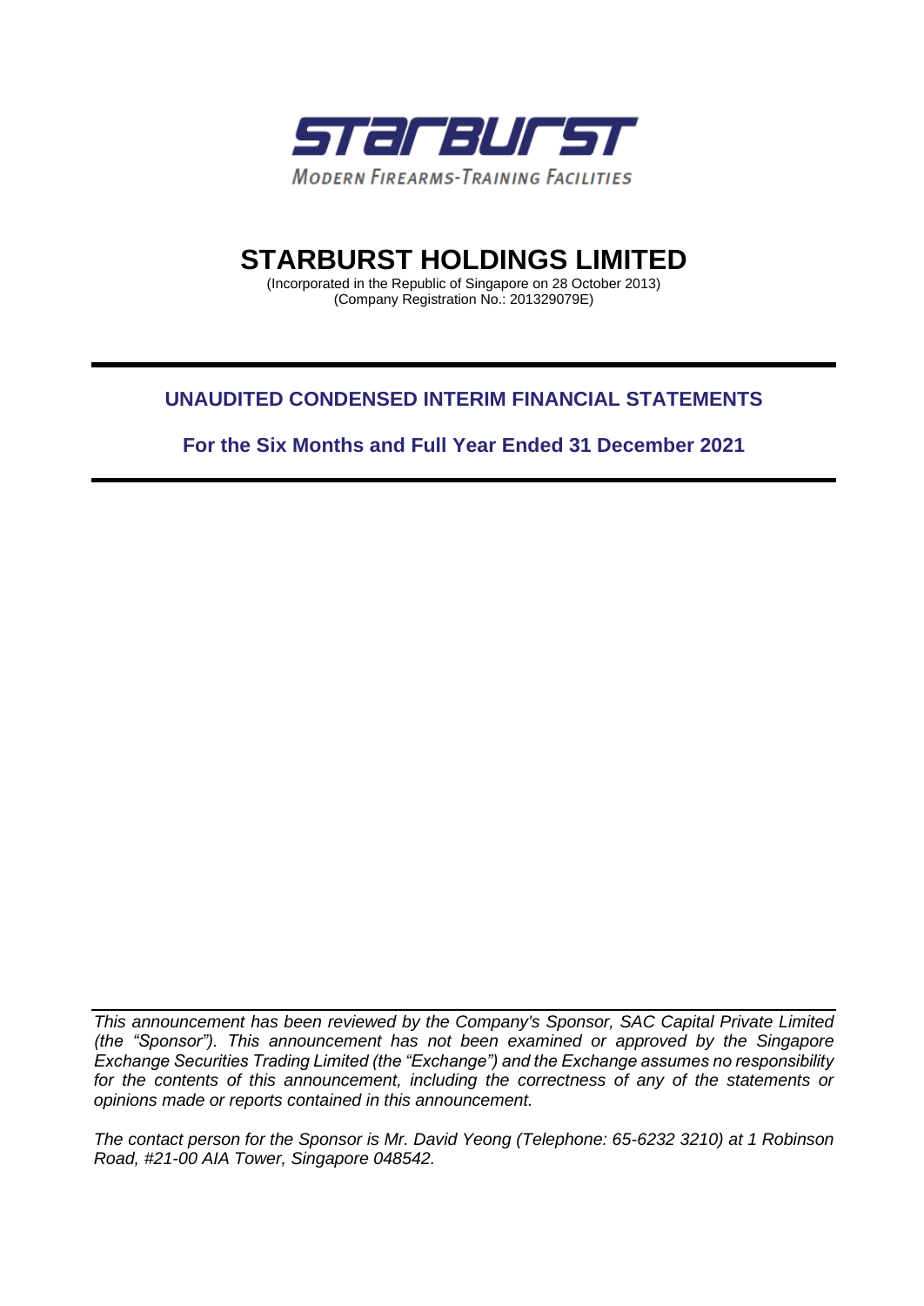STARBURST

MODERN FIREARMS-TRAINING FACILITIES

# STARBURST HOLDINGS LIMITED

(Incorporated in the Republic of Singapore on 28 October 2013)
(Company Registration No.: 201329079E)

## UNAUDITED CONDENSED INTERIM FINANCIAL STATEMENTS

### For the Six Months and Full Year Ended 31 December 2021

*This announcement has been reviewed by the Company's Sponsor, SAC Capital Private Limited (the "Sponsor"). This announcement has not been examined or approved by the Singapore Exchange Securities Trading Limited (the "Exchange") and the Exchange assumes no responsibility for the contents of this announcement, including the correctness of any of the statements or opinions made or reports contained in this announcement.*

*The contact person for the Sponsor is Mr. David Yeong (Telephone: 65-6232 3210) at 1 Robinson Road, #21-00 AIA Tower, Singapore 048542.*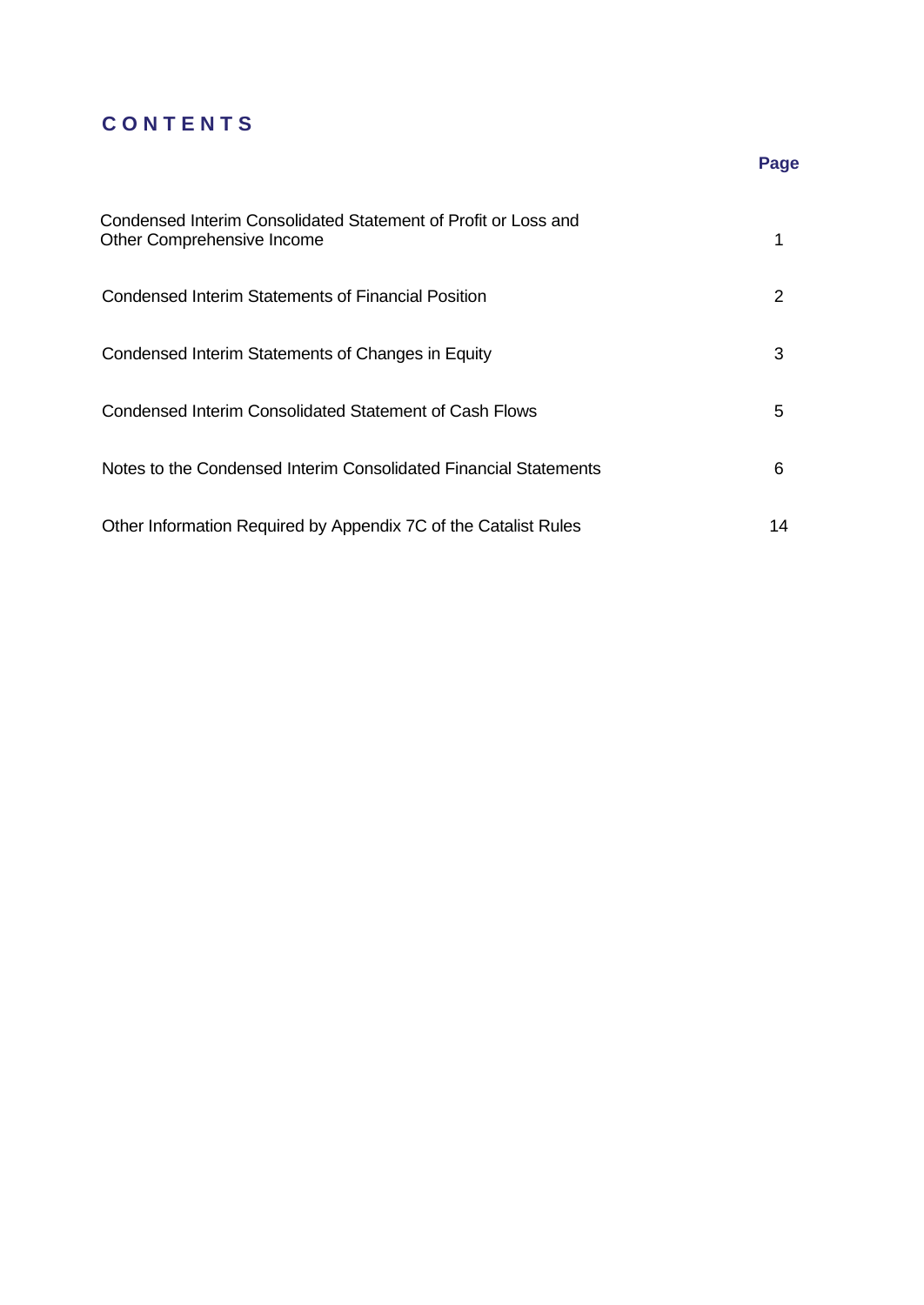# CONTENTS

| | Page |
|---|---|
| Condensed Interim Consolidated Statement of Profit or Loss and Other Comprehensive Income | 1 |
| Condensed Interim Statements of Financial Position | 2 |
| Condensed Interim Statements of Changes in Equity | 3 |
| Condensed Interim Consolidated Statement of Cash Flows | 5 |
| Notes to the Condensed Interim Consolidated Financial Statements | 6 |
| Other Information Required by Appendix 7C of the Catalist Rules | 14 |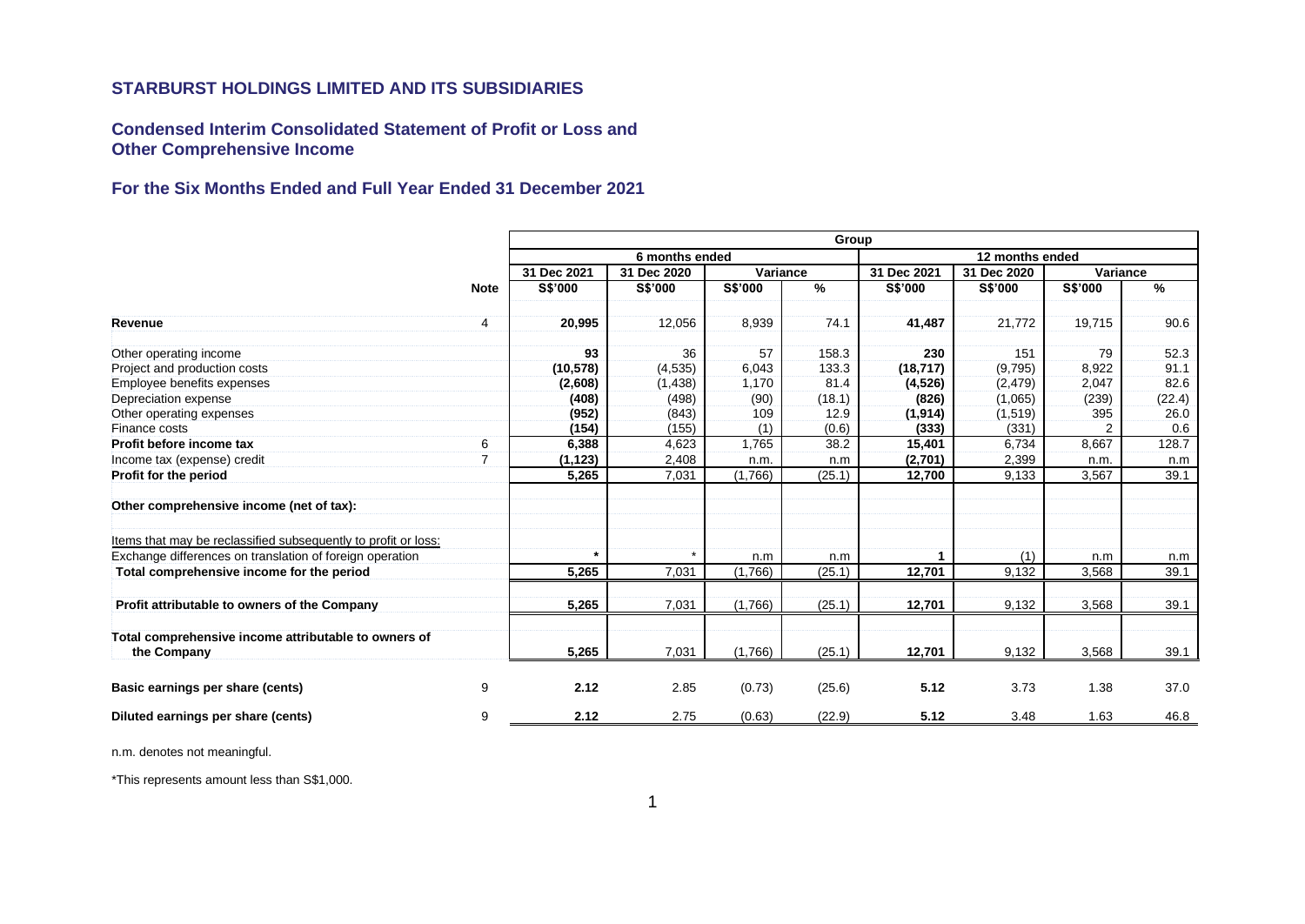## STARBURST HOLDINGS LIMITED AND ITS SUBSIDIARIES

## Condensed Interim Consolidated Statement of Profit or Loss and Other Comprehensive Income

## For the Six Months Ended and Full Year Ended 31 December 2021

| | | Group | | | | | | | |
|---|---|---|---|---|---|---|---|---|---|
| | | 6 months ended | | | | 12 months ended | | | |
| | | 31 Dec 2021 | 31 Dec 2020 | Variance | | 31 Dec 2021 | 31 Dec 2020 | Variance | |
| | **Note** | **S$'000** | **S$'000** | **S$'000** | **%** | **S$'000** | **S$'000** | **S$'000** | **%** |
| **Revenue** | 4 | **20,995** | 12,056 | 8,939 | 74.1 | **41,487** | 21,772 | 19,715 | 90.6 |
| Other operating income | | **93** | 36 | 57 | 158.3 | **230** | 151 | 79 | 52.3 |
| Project and production costs | | **(10,578)** | (4,535) | 6,043 | 133.3 | **(18,717)** | (9,795) | 8,922 | 91.1 |
| Employee benefits expenses | | **(2,608)** | (1,438) | 1,170 | 81.4 | **(4,526)** | (2,479) | 2,047 | 82.6 |
| Depreciation expense | | **(408)** | (498) | (90) | (18.1) | **(826)** | (1,065) | (239) | (22.4) |
| Other operating expenses | | **(952)** | (843) | 109 | 12.9 | **(1,914)** | (1,519) | 395 | 26.0 |
| Finance costs | | **(154)** | (155) | (1) | (0.6) | **(333)** | (331) | 2 | 0.6 |
| **Profit before income tax** | 6 | **6,388** | 4,623 | 1,765 | 38.2 | **15,401** | 6,734 | 8,667 | 128.7 |
| Income tax (expense) credit | 7 | **(1,123)** | 2,408 | n.m. | n.m | **(2,701)** | 2,399 | n.m. | n.m |
| **Profit for the period** | | **5,265** | 7,031 | (1,766) | (25.1) | **12,700** | 9,133 | 3,567 | 39.1 |
| **Other comprehensive income (net of tax):** | | | | | | | | | |
| Items that may be reclassified subsequently to profit or loss: | | | | | | | | | |
| Exchange differences on translation of foreign operation | | ***** | * | n.m | n.m | **1** | (1) | n.m | n.m |
| **Total comprehensive income for the period** | | **5,265** | 7,031 | (1,766) | (25.1) | **12,701** | 9,132 | 3,568 | 39.1 |
| **Profit attributable to owners of the Company** | | **5,265** | 7,031 | (1,766) | (25.1) | **12,701** | 9,132 | 3,568 | 39.1 |
| **Total comprehensive income attributable to owners of the Company** | | **5,265** | 7,031 | (1,766) | (25.1) | **12,701** | 9,132 | 3,568 | 39.1 |
| **Basic earnings per share (cents)** | 9 | **2.12** | 2.85 | (0.73) | (25.6) | **5.12** | 3.73 | 1.38 | 37.0 |
| **Diluted earnings per share (cents)** | 9 | **2.12** | 2.75 | (0.63) | (22.9) | **5.12** | 3.48 | 1.63 | 46.8 |

n.m. denotes not meaningful.

*This represents amount less than S$1,000.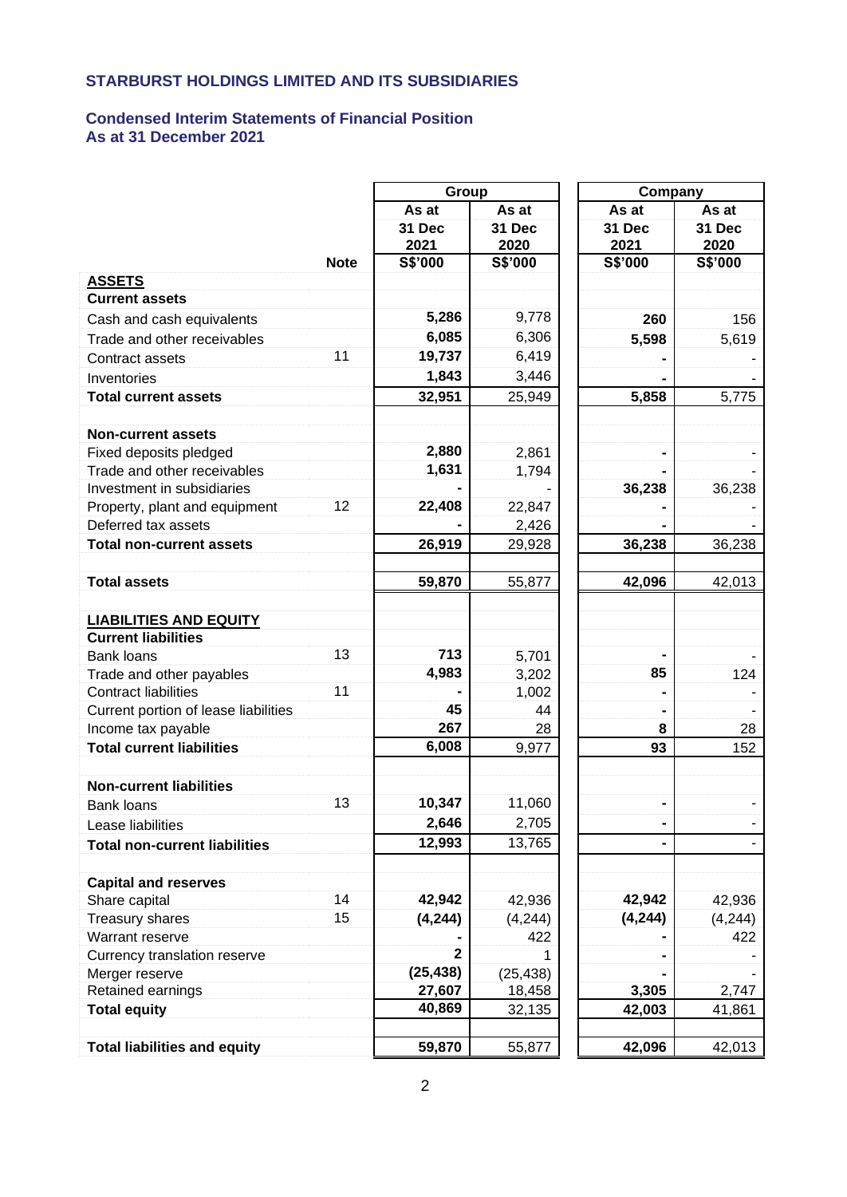**STARBURST HOLDINGS LIMITED AND ITS SUBSIDIARIES**

## Condensed Interim Statements of Financial Position
## As at 31 December 2021

| | Note | Group | | Company | |
|---|---|---|---|---|---|
| | | As at 31 Dec 2021 | As at 31 Dec 2020 | As at 31 Dec 2021 | As at 31 Dec 2020 |
| | | S$'000 | S$'000 | S$'000 | S$'000 |
| **ASSETS** | | | | | |
| **Current assets** | | | | | |
| Cash and cash equivalents | | **5,286** | 9,778 | **260** | 156 |
| Trade and other receivables | | **6,085** | 6,306 | **5,598** | 5,619 |
| Contract assets | 11 | **19,737** | 6,419 | **-** | - |
| Inventories | | **1,843** | 3,446 | **-** | - |
| **Total current assets** | | **32,951** | 25,949 | **5,858** | 5,775 |
| | | | | | |
| **Non-current assets** | | | | | |
| Fixed deposits pledged | | **2,880** | 2,861 | **-** | - |
| Trade and other receivables | | **1,631** | 1,794 | **-** | - |
| Investment in subsidiaries | | **-** | - | **36,238** | 36,238 |
| Property, plant and equipment | 12 | **22,408** | 22,847 | **-** | - |
| Deferred tax assets | | **-** | 2,426 | **-** | - |
| **Total non-current assets** | | **26,919** | 29,928 | **36,238** | 36,238 |
| | | | | | |
| **Total assets** | | **59,870** | 55,877 | **42,096** | 42,013 |
| | | | | | |
| **LIABILITIES AND EQUITY** | | | | | |
| **Current liabilities** | | | | | |
| Bank loans | 13 | **713** | 5,701 | **-** | - |
| Trade and other payables | | **4,983** | 3,202 | **85** | 124 |
| Contract liabilities | 11 | **-** | 1,002 | **-** | - |
| Current portion of lease liabilities | | **45** | 44 | **-** | - |
| Income tax payable | | **267** | 28 | **8** | 28 |
| **Total current liabilities** | | **6,008** | 9,977 | **93** | 152 |
| | | | | | |
| **Non-current liabilities** | | | | | |
| Bank loans | 13 | **10,347** | 11,060 | **-** | - |
| Lease liabilities | | **2,646** | 2,705 | **-** | - |
| **Total non-current liabilities** | | **12,993** | 13,765 | **-** | - |
| | | | | | |
| **Capital and reserves** | | | | | |
| Share capital | 14 | **42,942** | 42,936 | **42,942** | 42,936 |
| Treasury shares | 15 | **(4,244)** | (4,244) | **(4,244)** | (4,244) |
| Warrant reserve | | **-** | 422 | **-** | 422 |
| Currency translation reserve | | **2** | 1 | **-** | - |
| Merger reserve | | **(25,438)** | (25,438) | **-** | - |
| Retained earnings | | **27,607** | 18,458 | **3,305** | 2,747 |
| **Total equity** | | **40,869** | 32,135 | **42,003** | 41,861 |
| | | | | | |
| **Total liabilities and equity** | | **59,870** | 55,877 | **42,096** | 42,013 |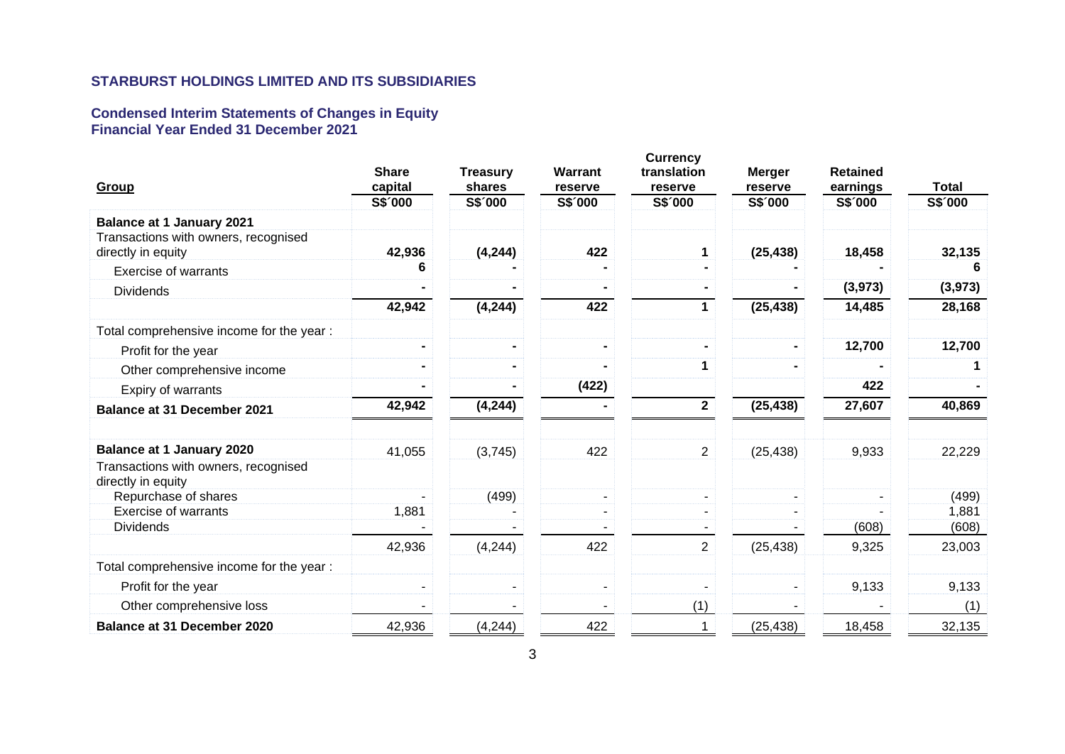# STARBURST HOLDINGS LIMITED AND ITS SUBSIDIARIES

## Condensed Interim Statements of Changes in Equity
## Financial Year Ended 31 December 2021

| Group | Share capital | Treasury shares | Warrant reserve | Currency translation reserve | Merger reserve | Retained earnings | Total |
|---|---|---|---|---|---|---|---|
| | S$´000 | S$´000 | S$´000 | S$´000 | S$´000 | S$´000 | S$´000 |
| **Balance at 1 January 2021** | | | | | | | |
| Transactions with owners, recognised directly in equity | **42,936** | **(4,244)** | **422** | **1** | **(25,438)** | **18,458** | **32,135** |
| Exercise of warrants | **6** | **-** | **-** | **-** | **-** | **-** | **6** |
| Dividends | **-** | **-** | **-** | **-** | **-** | **(3,973)** | **(3,973)** |
| | **42,942** | **(4,244)** | **422** | **1** | **(25,438)** | **14,485** | **28,168** |
| Total comprehensive income for the year : | | | | | | | |
| Profit for the year | **-** | **-** | **-** | **-** | **-** | **12,700** | **12,700** |
| Other comprehensive income | **-** | **-** | **-** | **1** | **-** | **-** | **1** |
| Expiry of warrants | **-** | **-** | **(422)** | | | **422** | **-** |
| **Balance at 31 December 2021** | **42,942** | **(4,244)** | **-** | **2** | **(25,438)** | **27,607** | **40,869** |
| | | | | | | | |
| **Balance at 1 January 2020** | 41,055 | (3,745) | 422 | 2 | (25,438) | 9,933 | 22,229 |
| Transactions with owners, recognised directly in equity | | | | | | | |
| Repurchase of shares | - | (499) | - | - | - | - | (499) |
| Exercise of warrants | 1,881 | - | - | - | - | - | 1,881 |
| Dividends | - | - | - | - | - | (608) | (608) |
| | 42,936 | (4,244) | 422 | 2 | (25,438) | 9,325 | 23,003 |
| Total comprehensive income for the year : | | | | | | | |
| Profit for the year | - | - | - | - | - | 9,133 | 9,133 |
| Other comprehensive loss | - | - | - | (1) | - | - | (1) |
| **Balance at 31 December 2020** | 42,936 | (4,244) | 422 | 1 | (25,438) | 18,458 | 32,135 |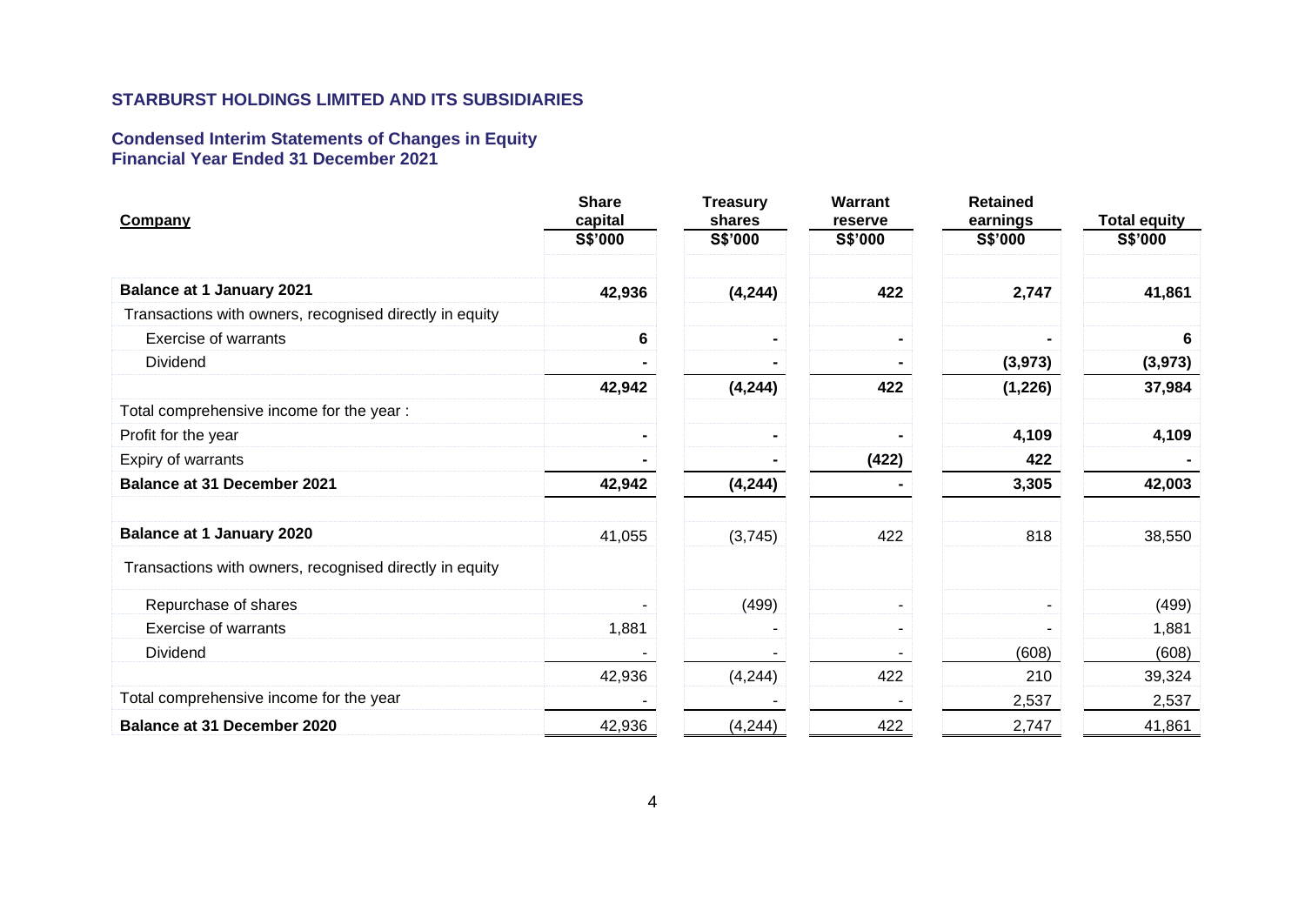**STARBURST HOLDINGS LIMITED AND ITS SUBSIDIARIES**

**Condensed Interim Statements of Changes in Equity**
**Financial Year Ended 31 December 2021**

| **Company** | **Share capital** | **Treasury shares** | **Warrant reserve** | **Retained earnings** | **Total equity** |
|---|---|---|---|---|---|
| | **S$'000** | **S$'000** | **S$'000** | **S$'000** | **S$'000** |
| **Balance at 1 January 2021** | **42,936** | **(4,244)** | **422** | **2,747** | **41,861** |
| Transactions with owners, recognised directly in equity | | | | | |
| Exercise of warrants | **6** | **-** | **-** | **-** | **6** |
| Dividend | **-** | **-** | **-** | **(3,973)** | **(3,973)** |
| | **42,942** | **(4,244)** | **422** | **(1,226)** | **37,984** |
| Total comprehensive income for the year : | | | | | |
| Profit for the year | **-** | **-** | **-** | **4,109** | **4,109** |
| Expiry of warrants | **-** | **-** | **(422)** | **422** | **-** |
| **Balance at 31 December 2021** | **42,942** | **(4,244)** | **-** | **3,305** | **42,003** |
| | | | | | |
| **Balance at 1 January 2020** | 41,055 | (3,745) | 422 | 818 | 38,550 |
| Transactions with owners, recognised directly in equity | | | | | |
| Repurchase of shares | - | (499) | - | - | (499) |
| Exercise of warrants | 1,881 | - | - | - | 1,881 |
| Dividend | - | - | - | (608) | (608) |
| | 42,936 | (4,244) | 422 | 210 | 39,324 |
| Total comprehensive income for the year | - | - | - | 2,537 | 2,537 |
| **Balance at 31 December 2020** | 42,936 | (4,244) | 422 | 2,747 | 41,861 |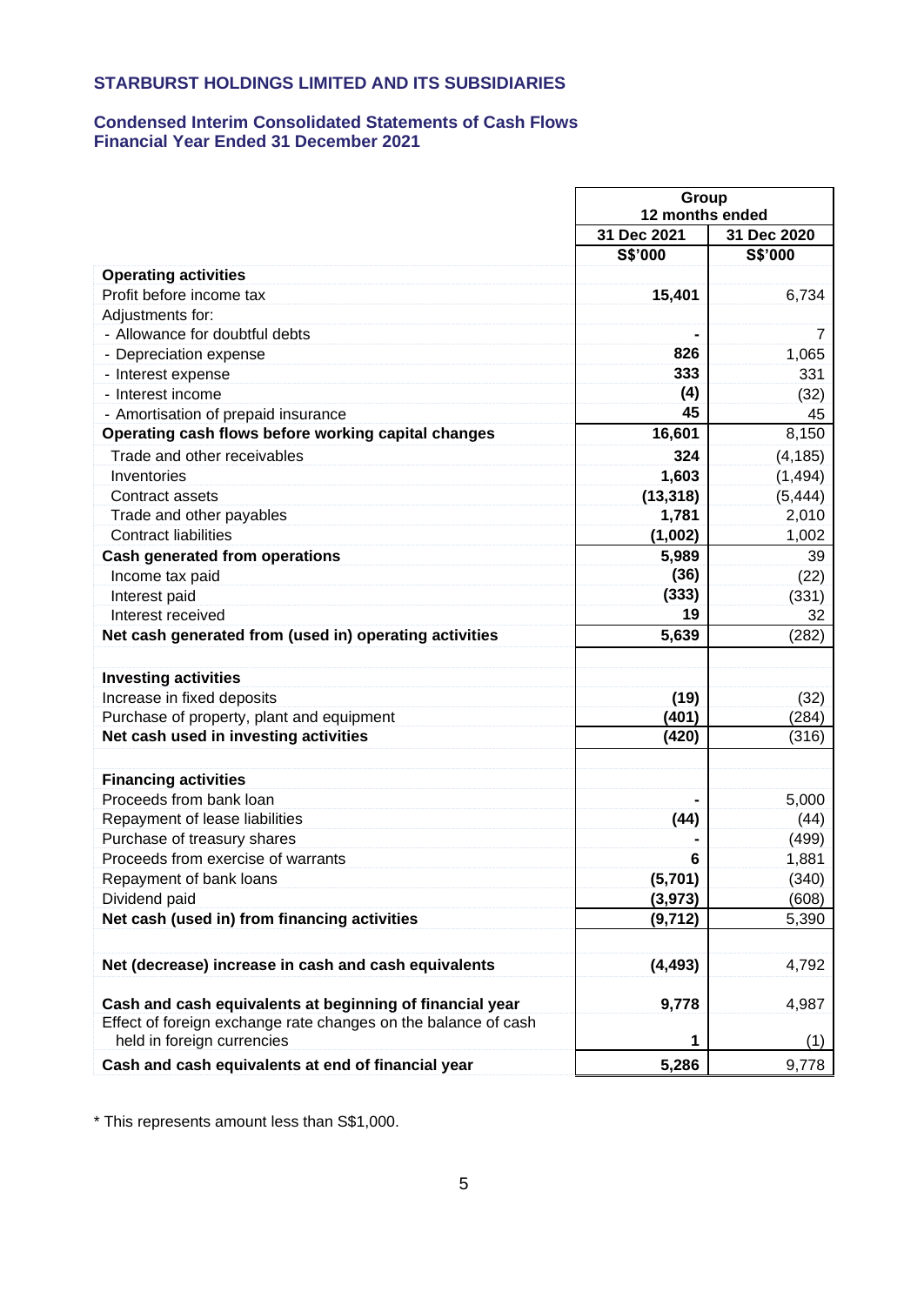**STARBURST HOLDINGS LIMITED AND ITS SUBSIDIARIES**

**Condensed Interim Consolidated Statements of Cash Flows**
**Financial Year Ended 31 December 2021**

| | Group 12 months ended | |
|---|---|---|
| | 31 Dec 2021 | 31 Dec 2020 |
| | S$'000 | S$'000 |
| **Operating activities** | | |
| Profit before income tax | **15,401** | 6,734 |
| Adjustments for: | | |
| - Allowance for doubtful debts | **-** | 7 |
| - Depreciation expense | **826** | 1,065 |
| - Interest expense | **333** | 331 |
| - Interest income | **(4)** | (32) |
| - Amortisation of prepaid insurance | **45** | 45 |
| **Operating cash flows before working capital changes** | **16,601** | 8,150 |
| Trade and other receivables | **324** | (4,185) |
| Inventories | **1,603** | (1,494) |
| Contract assets | **(13,318)** | (5,444) |
| Trade and other payables | **1,781** | 2,010 |
| Contract liabilities | **(1,002)** | 1,002 |
| **Cash generated from operations** | **5,989** | 39 |
| Income tax paid | **(36)** | (22) |
| Interest paid | **(333)** | (331) |
| Interest received | **19** | 32 |
| **Net cash generated from (used in) operating activities** | **5,639** | (282) |
| | | |
| **Investing activities** | | |
| Increase in fixed deposits | **(19)** | (32) |
| Purchase of property, plant and equipment | **(401)** | (284) |
| **Net cash used in investing activities** | **(420)** | (316) |
| | | |
| **Financing activities** | | |
| Proceeds from bank loan | **-** | 5,000 |
| Repayment of lease liabilities | **(44)** | (44) |
| Purchase of treasury shares | **-** | (499) |
| Proceeds from exercise of warrants | **6** | 1,881 |
| Repayment of bank loans | **(5,701)** | (340) |
| Dividend paid | **(3,973)** | (608) |
| **Net cash (used in) from financing activities** | **(9,712)** | 5,390 |
| | | |
| **Net (decrease) increase in cash and cash equivalents** | **(4,493)** | 4,792 |
| | | |
| **Cash and cash equivalents at beginning of financial year** | **9,778** | 4,987 |
| Effect of foreign exchange rate changes on the balance of cash held in foreign currencies | **1** | (1) |
| **Cash and cash equivalents at end of financial year** | **5,286** | 9,778 |

\* This represents amount less than S$1,000.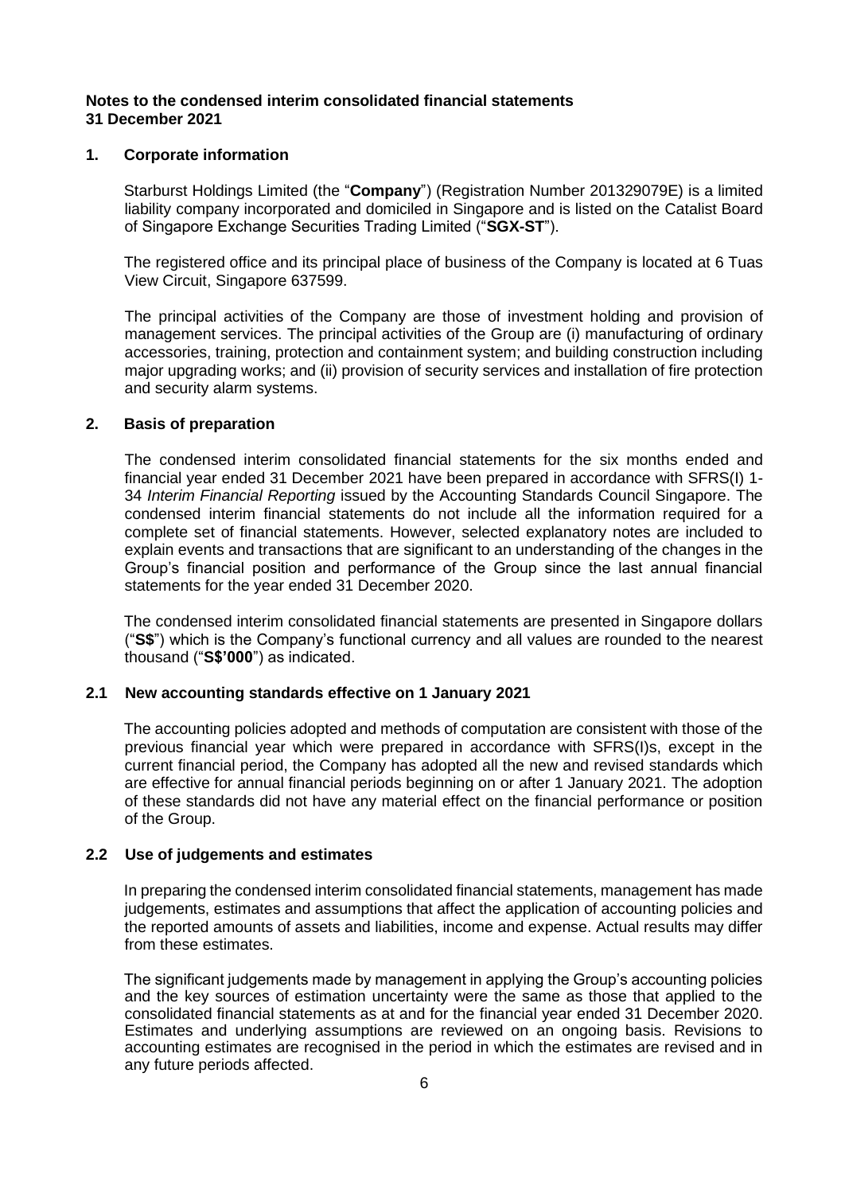**Notes to the condensed interim consolidated financial statements**
**31 December 2021**

## 1. Corporate information

Starburst Holdings Limited (the "**Company**") (Registration Number 201329079E) is a limited liability company incorporated and domiciled in Singapore and is listed on the Catalist Board of Singapore Exchange Securities Trading Limited ("**SGX-ST**").

The registered office and its principal place of business of the Company is located at 6 Tuas View Circuit, Singapore 637599.

The principal activities of the Company are those of investment holding and provision of management services. The principal activities of the Group are (i) manufacturing of ordinary accessories, training, protection and containment system; and building construction including major upgrading works; and (ii) provision of security services and installation of fire protection and security alarm systems.

## 2. Basis of preparation

The condensed interim consolidated financial statements for the six months ended and financial year ended 31 December 2021 have been prepared in accordance with SFRS(I) 1-34 *Interim Financial Reporting* issued by the Accounting Standards Council Singapore. The condensed interim financial statements do not include all the information required for a complete set of financial statements. However, selected explanatory notes are included to explain events and transactions that are significant to an understanding of the changes in the Group's financial position and performance of the Group since the last annual financial statements for the year ended 31 December 2020.

The condensed interim consolidated financial statements are presented in Singapore dollars ("**S$**") which is the Company's functional currency and all values are rounded to the nearest thousand ("**S$'000**") as indicated.

### 2.1 New accounting standards effective on 1 January 2021

The accounting policies adopted and methods of computation are consistent with those of the previous financial year which were prepared in accordance with SFRS(I)s, except in the current financial period, the Company has adopted all the new and revised standards which are effective for annual financial periods beginning on or after 1 January 2021. The adoption of these standards did not have any material effect on the financial performance or position of the Group.

### 2.2 Use of judgements and estimates

In preparing the condensed interim consolidated financial statements, management has made judgements, estimates and assumptions that affect the application of accounting policies and the reported amounts of assets and liabilities, income and expense. Actual results may differ from these estimates.

The significant judgements made by management in applying the Group's accounting policies and the key sources of estimation uncertainty were the same as those that applied to the consolidated financial statements as at and for the financial year ended 31 December 2020. Estimates and underlying assumptions are reviewed on an ongoing basis. Revisions to accounting estimates are recognised in the period in which the estimates are revised and in any future periods affected.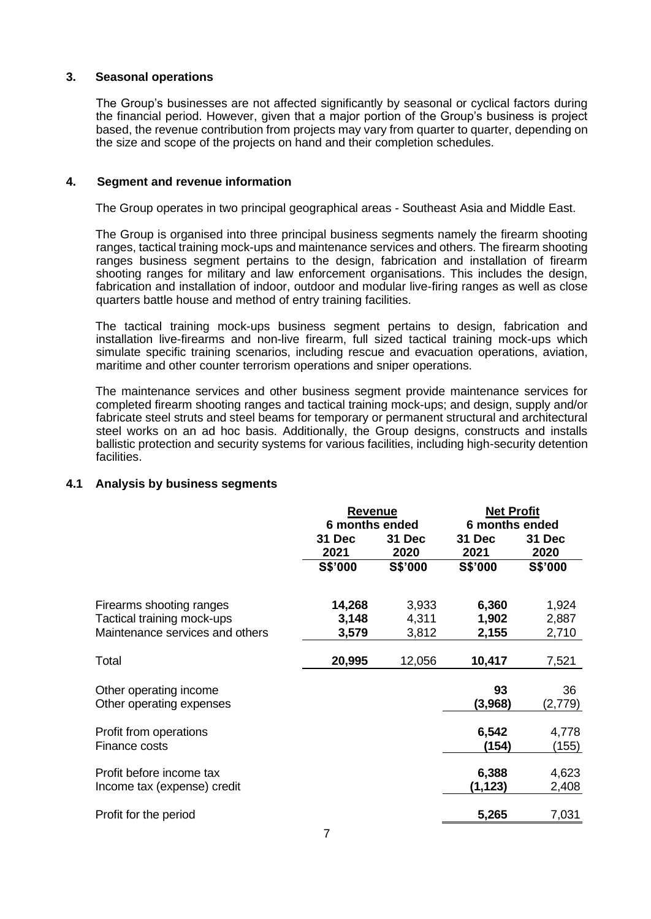## 3. Seasonal operations

The Group's businesses are not affected significantly by seasonal or cyclical factors during the financial period. However, given that a major portion of the Group's business is project based, the revenue contribution from projects may vary from quarter to quarter, depending on the size and scope of the projects on hand and their completion schedules.

## 4. Segment and revenue information

The Group operates in two principal geographical areas - Southeast Asia and Middle East.

The Group is organised into three principal business segments namely the firearm shooting ranges, tactical training mock-ups and maintenance services and others. The firearm shooting ranges business segment pertains to the design, fabrication and installation of firearm shooting ranges for military and law enforcement organisations. This includes the design, fabrication and installation of indoor, outdoor and modular live-firing ranges as well as close quarters battle house and method of entry training facilities.

The tactical training mock-ups business segment pertains to design, fabrication and installation live-firearms and non-live firearm, full sized tactical training mock-ups which simulate specific training scenarios, including rescue and evacuation operations, aviation, maritime and other counter terrorism operations and sniper operations.

The maintenance services and other business segment provide maintenance services for completed firearm shooting ranges and tactical training mock-ups; and design, supply and/or fabricate steel struts and steel beams for temporary or permanent structural and architectural steel works on an ad hoc basis. Additionally, the Group designs, constructs and installs ballistic protection and security systems for various facilities, including high-security detention facilities.

### 4.1 Analysis by business segments

| | Revenue | | Net Profit | |
|---|---|---|---|---|
| | 6 months ended | | 6 months ended | |
| | **31 Dec 2021** | **31 Dec 2020** | **31 Dec 2021** | **31 Dec 2020** |
| | **S$'000** | **S$'000** | **S$'000** | **S$'000** |
| Firearms shooting ranges | **14,268** | 3,933 | **6,360** | 1,924 |
| Tactical training mock-ups | **3,148** | 4,311 | **1,902** | 2,887 |
| Maintenance services and others | **3,579** | 3,812 | **2,155** | 2,710 |
| Total | **20,995** | 12,056 | **10,417** | 7,521 |
| Other operating income | | | **93** | 36 |
| Other operating expenses | | | **(3,968)** | (2,779) |
| Profit from operations | | | **6,542** | 4,778 |
| Finance costs | | | **(154)** | (155) |
| Profit before income tax | | | **6,388** | 4,623 |
| Income tax (expense) credit | | | **(1,123)** | 2,408 |
| Profit for the period | | | **5,265** | 7,031 |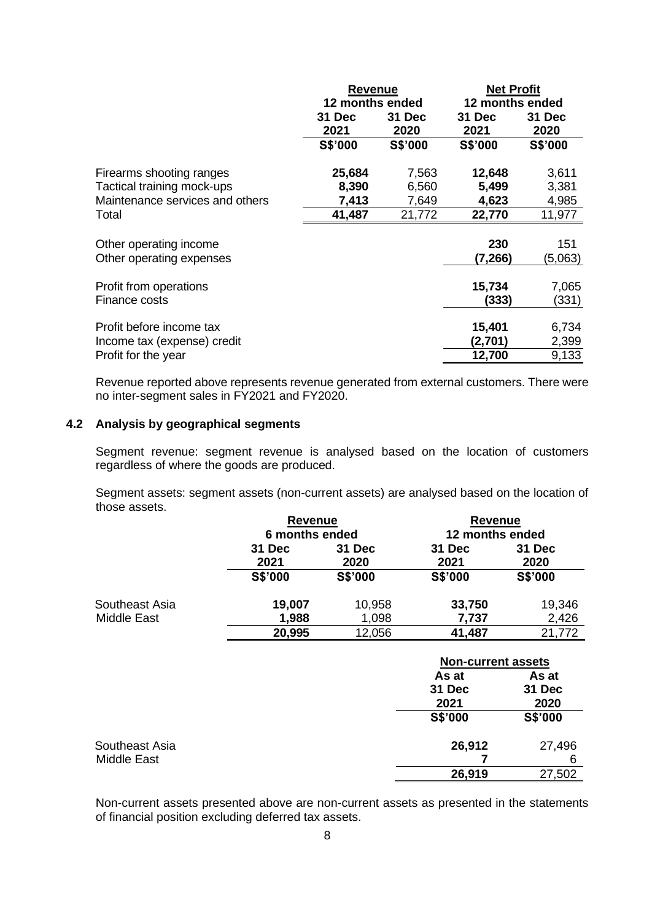| | Revenue | | Net Profit | |
|---|---|---|---|---|
| | 12 months ended | | 12 months ended | |
| | 31 Dec 2021 | 31 Dec 2020 | 31 Dec 2021 | 31 Dec 2020 |
| | S$'000 | S$'000 | S$'000 | S$'000 |
| Firearms shooting ranges | **25,684** | 7,563 | **12,648** | 3,611 |
| Tactical training mock-ups | **8,390** | 6,560 | **5,499** | 3,381 |
| Maintenance services and others | **7,413** | 7,649 | **4,623** | 4,985 |
| Total | **41,487** | 21,772 | **22,770** | 11,977 |
| Other operating income | | | **230** | 151 |
| Other operating expenses | | | **(7,266)** | (5,063) |
| Profit from operations | | | **15,734** | 7,065 |
| Finance costs | | | **(333)** | (331) |
| Profit before income tax | | | **15,401** | 6,734 |
| Income tax (expense) credit | | | **(2,701)** | 2,399 |
| Profit for the year | | | **12,700** | 9,133 |

Revenue reported above represents revenue generated from external customers. There were no inter-segment sales in FY2021 and FY2020.

## 4.2 Analysis by geographical segments

Segment revenue: segment revenue is analysed based on the location of customers regardless of where the goods are produced.

Segment assets: segment assets (non-current assets) are analysed based on the location of those assets.

| | Revenue | | Revenue | |
|---|---|---|---|---|
| | 6 months ended | | 12 months ended | |
| | 31 Dec 2021 | 31 Dec 2020 | 31 Dec 2021 | 31 Dec 2020 |
| | S$'000 | S$'000 | S$'000 | S$'000 |
| Southeast Asia | **19,007** | 10,958 | **33,750** | 19,346 |
| Middle East | **1,988** | 1,098 | **7,737** | 2,426 |
| | **20,995** | 12,056 | **41,487** | 21,772 |

| | Non-current assets | |
|---|---|---|
| | As at 31 Dec 2021 | As at 31 Dec 2020 |
| | S$'000 | S$'000 |
| Southeast Asia | **26,912** | 27,496 |
| Middle East | **7** | 6 |
| | **26,919** | 27,502 |

Non-current assets presented above are non-current assets as presented in the statements of financial position excluding deferred tax assets.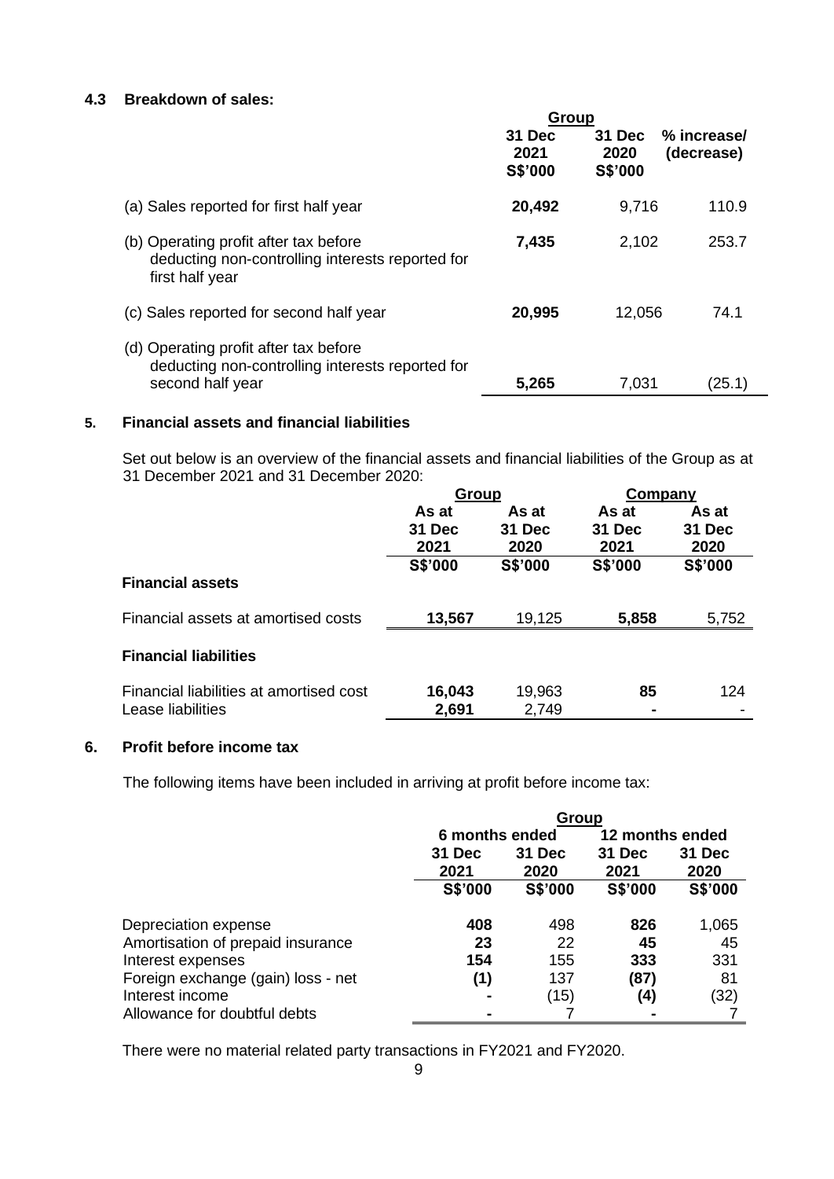### 4.3 Breakdown of sales:

| | Group | | |
|---|---|---|---|
| | 31 Dec 2021 S$'000 | 31 Dec 2020 S$'000 | % increase/ (decrease) |
| (a) Sales reported for first half year | **20,492** | 9,716 | 110.9 |
| (b) Operating profit after tax before deducting non-controlling interests reported for first half year | **7,435** | 2,102 | 253.7 |
| (c) Sales reported for second half year | **20,995** | 12,056 | 74.1 |
| (d) Operating profit after tax before deducting non-controlling interests reported for second half year | **5,265** | 7,031 | (25.1) |

### 5. Financial assets and financial liabilities

Set out below is an overview of the financial assets and financial liabilities of the Group as at 31 December 2021 and 31 December 2020:

| | Group | | Company | |
|---|---|---|---|---|
| | As at 31 Dec 2021 | As at 31 Dec 2020 | As at 31 Dec 2021 | As at 31 Dec 2020 |
| | S$'000 | S$'000 | S$'000 | S$'000 |
| **Financial assets** | | | | |
| Financial assets at amortised costs | **13,567** | 19,125 | **5,858** | 5,752 |
| **Financial liabilities** | | | | |
| Financial liabilities at amortised cost | **16,043** | 19,963 | **85** | 124 |
| Lease liabilities | **2,691** | 2,749 | **-** | - |

### 6. Profit before income tax

The following items have been included in arriving at profit before income tax:

| | Group | | | |
|---|---|---|---|---|
| | 6 months ended | | 12 months ended | |
| | 31 Dec 2021 | 31 Dec 2020 | 31 Dec 2021 | 31 Dec 2020 |
| | S$'000 | S$'000 | S$'000 | S$'000 |
| Depreciation expense | **408** | 498 | **826** | 1,065 |
| Amortisation of prepaid insurance | **23** | 22 | **45** | 45 |
| Interest expenses | **154** | 155 | **333** | 331 |
| Foreign exchange (gain) loss - net | **(1)** | 137 | **(87)** | 81 |
| Interest income | **-** | (15) | **(4)** | (32) |
| Allowance for doubtful debts | **-** | 7 | **-** | 7 |

There were no material related party transactions in FY2021 and FY2020.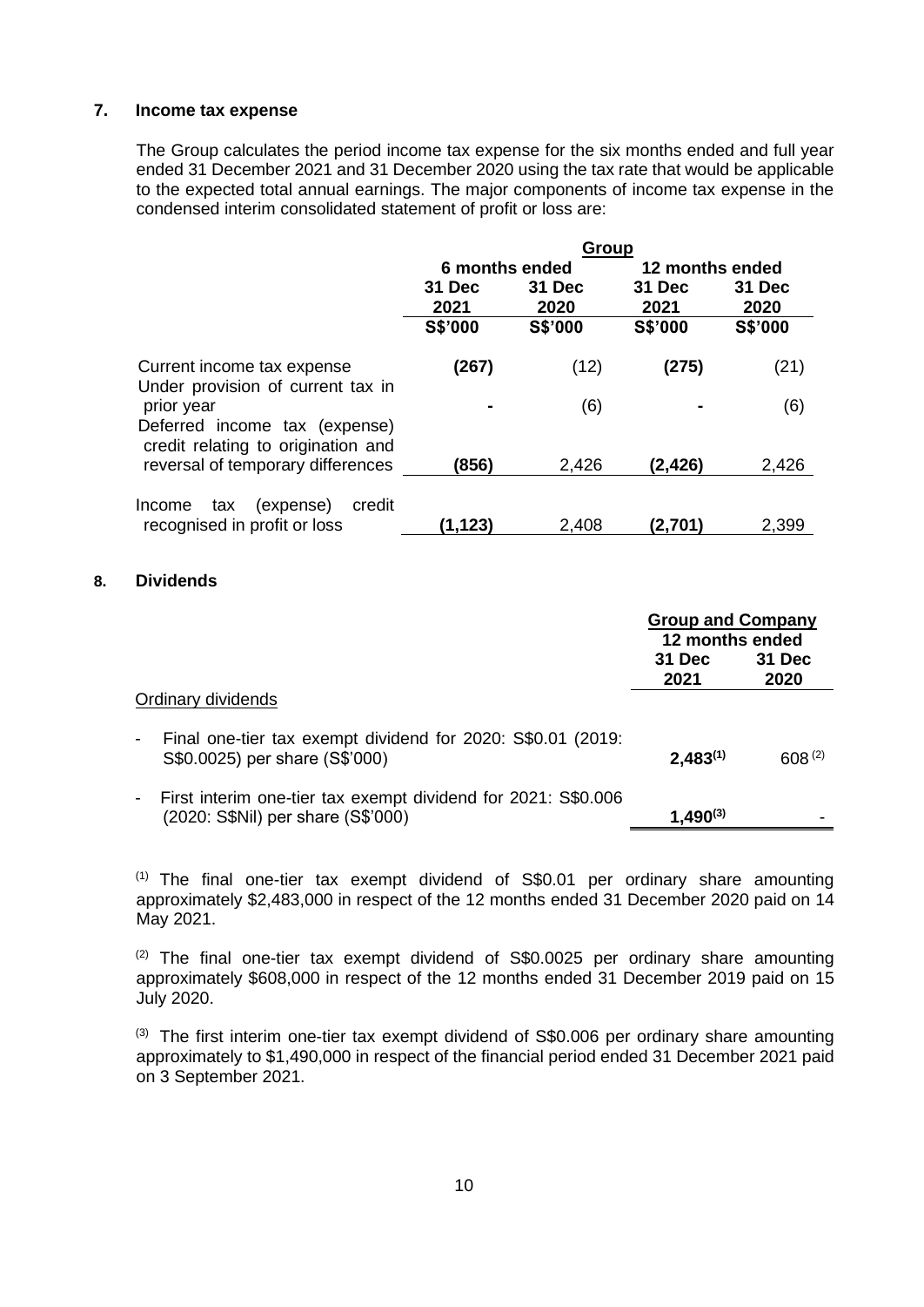## 7. Income tax expense

The Group calculates the period income tax expense for the six months ended and full year ended 31 December 2021 and 31 December 2020 using the tax rate that would be applicable to the expected total annual earnings. The major components of income tax expense in the condensed interim consolidated statement of profit or loss are:

| | Group | | | |
|---|---|---|---|---|
| | 6 months ended | | 12 months ended | |
| | 31 Dec 2021 | 31 Dec 2020 | 31 Dec 2021 | 31 Dec 2020 |
| | S$'000 | S$'000 | S$'000 | S$'000 |
| Current income tax expense | **(267)** | (12) | **(275)** | (21) |
| Under provision of current tax in prior year | **-** | (6) | **-** | (6) |
| Deferred income tax (expense) credit relating to origination and reversal of temporary differences | **(856)** | 2,426 | **(2,426)** | 2,426 |
| Income tax (expense) credit recognised in profit or loss | **(1,123)** | 2,408 | **(2,701)** | 2,399 |

## 8. Dividends

| | Group and Company | |
|---|---|---|
| | 12 months ended | |
| | 31 Dec 2021 | 31 Dec 2020 |
| Ordinary dividends | | |
| - Final one-tier tax exempt dividend for 2020: S$0.01 (2019: S$0.0025) per share (S$'000) | **2,483[(1)]** | 608 [(2)] |
| - First interim one-tier tax exempt dividend for 2021: S$0.006 (2020: S$Nil) per share (S$'000) | **1,490[(3)]** | - |

[(1)] The final one-tier tax exempt dividend of S$0.01 per ordinary share amounting approximately $2,483,000 in respect of the 12 months ended 31 December 2020 paid on 14 May 2021.

[(2)] The final one-tier tax exempt dividend of S$0.0025 per ordinary share amounting approximately $608,000 in respect of the 12 months ended 31 December 2019 paid on 15 July 2020.

[(3)] The first interim one-tier tax exempt dividend of S$0.006 per ordinary share amounting approximately to $1,490,000 in respect of the financial period ended 31 December 2021 paid on 3 September 2021.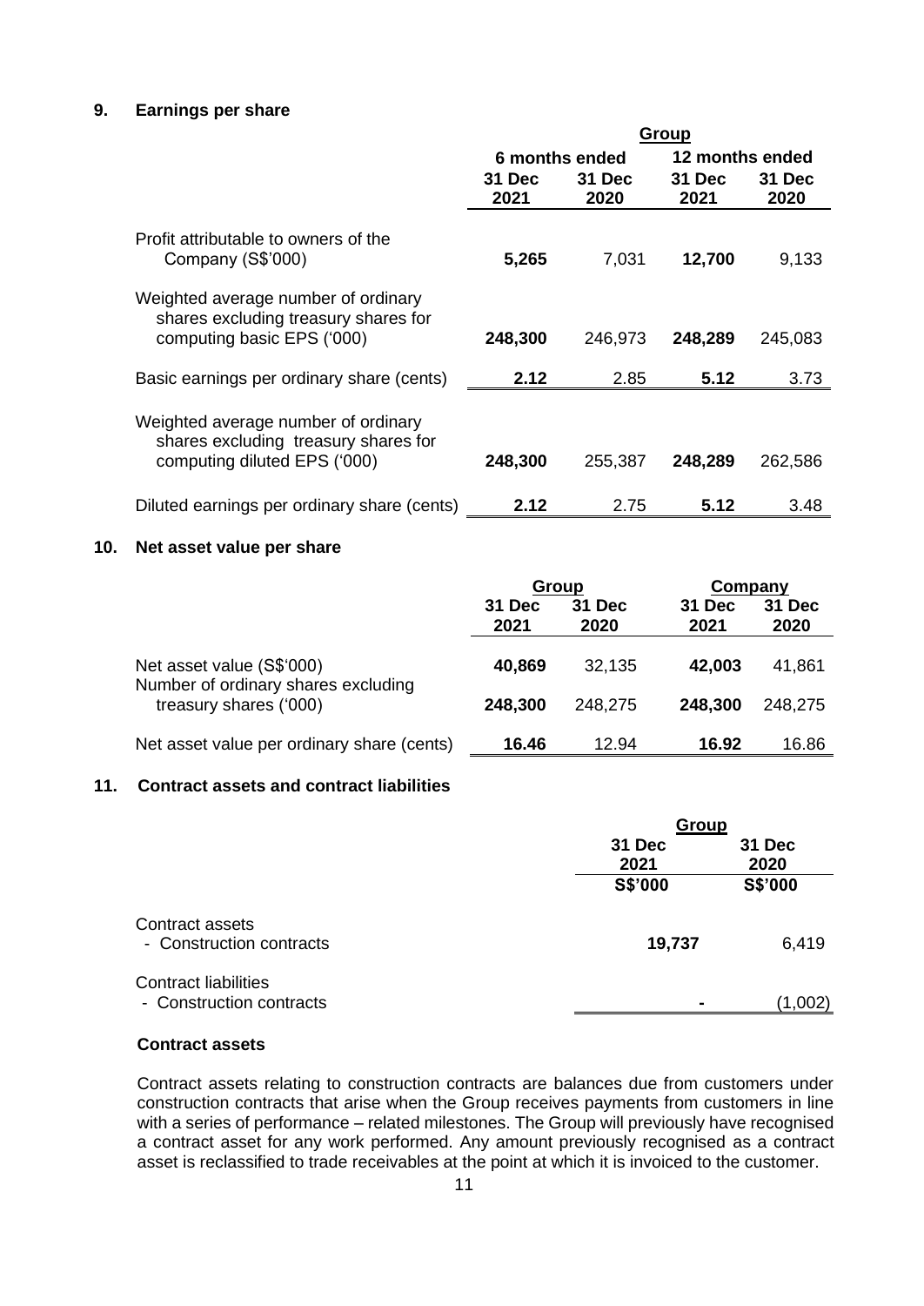## 9. Earnings per share

| | Group | | | |
|---|---|---|---|---|
| | 6 months ended | | 12 months ended | |
| | **31 Dec 2021** | **31 Dec 2020** | **31 Dec 2021** | **31 Dec 2020** |
| Profit attributable to owners of the Company (S$'000) | **5,265** | 7,031 | **12,700** | 9,133 |
| Weighted average number of ordinary shares excluding treasury shares for computing basic EPS ('000) | **248,300** | 246,973 | **248,289** | 245,083 |
| Basic earnings per ordinary share (cents) | **2.12** | 2.85 | **5.12** | 3.73 |
| Weighted average number of ordinary shares excluding treasury shares for computing diluted EPS ('000) | **248,300** | 255,387 | **248,289** | 262,586 |
| Diluted earnings per ordinary share (cents) | **2.12** | 2.75 | **5.12** | 3.48 |

## 10. Net asset value per share

| | Group | | Company | |
|---|---|---|---|---|
| | **31 Dec 2021** | **31 Dec 2020** | **31 Dec 2021** | **31 Dec 2020** |
| Net asset value (S$'000) | **40,869** | 32,135 | **42,003** | 41,861 |
| Number of ordinary shares excluding treasury shares ('000) | **248,300** | 248,275 | **248,300** | 248,275 |
| Net asset value per ordinary share (cents) | **16.46** | 12.94 | **16.92** | 16.86 |

## 11. Contract assets and contract liabilities

| | Group | |
|---|---|---|
| | **31 Dec 2021** | **31 Dec 2020** |
| | **S$'000** | **S$'000** |
| Contract assets | | |
| - Construction contracts | **19,737** | 6,419 |
| Contract liabilities | | |
| - Construction contracts | **-** | (1,002) |

**Contract assets**

Contract assets relating to construction contracts are balances due from customers under construction contracts that arise when the Group receives payments from customers in line with a series of performance – related milestones. The Group will previously have recognised a contract asset for any work performed. Any amount previously recognised as a contract asset is reclassified to trade receivables at the point at which it is invoiced to the customer.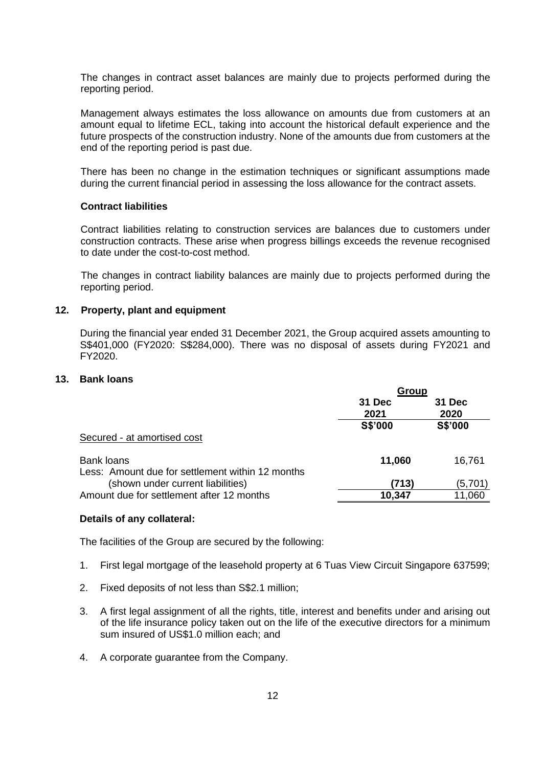The changes in contract asset balances are mainly due to projects performed during the reporting period.

Management always estimates the loss allowance on amounts due from customers at an amount equal to lifetime ECL, taking into account the historical default experience and the future prospects of the construction industry. None of the amounts due from customers at the end of the reporting period is past due.

There has been no change in the estimation techniques or significant assumptions made during the current financial period in assessing the loss allowance for the contract assets.

**Contract liabilities**

Contract liabilities relating to construction services are balances due to customers under construction contracts. These arise when progress billings exceeds the revenue recognised to date under the cost-to-cost method.

The changes in contract liability balances are mainly due to projects performed during the reporting period.

## 12. Property, plant and equipment

During the financial year ended 31 December 2021, the Group acquired assets amounting to S$401,000 (FY2020: S$284,000). There was no disposal of assets during FY2021 and FY2020.

## 13. Bank loans

| | Group | |
|---|---|---|
| | **31 Dec 2021** | **31 Dec 2020** |
| | **S$'000** | **S$'000** |
| Secured - at amortised cost | | |
| Bank loans | **11,060** | 16,761 |
| Less: Amount due for settlement within 12 months (shown under current liabilities) | **(713)** | (5,701) |
| Amount due for settlement after 12 months | **10,347** | 11,060 |

**Details of any collateral:**

The facilities of the Group are secured by the following:

1. First legal mortgage of the leasehold property at 6 Tuas View Circuit Singapore 637599;
2. Fixed deposits of not less than S$2.1 million;
3. A first legal assignment of all the rights, title, interest and benefits under and arising out of the life insurance policy taken out on the life of the executive directors for a minimum sum insured of US$1.0 million each; and
4. A corporate guarantee from the Company.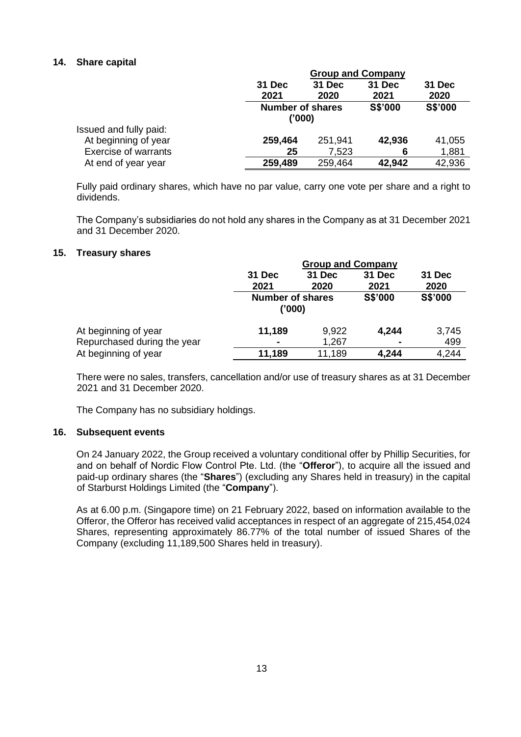## 14. Share capital

| | Group and Company | | | |
|---|---|---|---|---|
| | **31 Dec 2021** | **31 Dec 2020** | **31 Dec 2021** | **31 Dec 2020** |
| | **Number of shares ('000)** | | **S$'000** | **S$'000** |
| Issued and fully paid: | | | | |
| At beginning of year | **259,464** | 251,941 | **42,936** | 41,055 |
| Exercise of warrants | **25** | 7,523 | **6** | 1,881 |
| At end of year year | **259,489** | 259,464 | **42,942** | 42,936 |

Fully paid ordinary shares, which have no par value, carry one vote per share and a right to dividends.

The Company's subsidiaries do not hold any shares in the Company as at 31 December 2021 and 31 December 2020.

## 15. Treasury shares

| | Group and Company | | | |
|---|---|---|---|---|
| | **31 Dec 2021** | **31 Dec 2020** | **31 Dec 2021** | **31 Dec 2020** |
| | **Number of shares ('000)** | | **S$'000** | **S$'000** |
| At beginning of year | **11,189** | 9,922 | **4,244** | 3,745 |
| Repurchased during the year | **-** | 1,267 | **-** | 499 |
| At beginning of year | **11,189** | 11,189 | **4,244** | 4,244 |

There were no sales, transfers, cancellation and/or use of treasury shares as at 31 December 2021 and 31 December 2020.

The Company has no subsidiary holdings.

## 16. Subsequent events

On 24 January 2022, the Group received a voluntary conditional offer by Phillip Securities, for and on behalf of Nordic Flow Control Pte. Ltd. (the "**Offeror**"), to acquire all the issued and paid-up ordinary shares (the "**Shares**") (excluding any Shares held in treasury) in the capital of Starburst Holdings Limited (the "**Company**").

As at 6.00 p.m. (Singapore time) on 21 February 2022, based on information available to the Offeror, the Offeror has received valid acceptances in respect of an aggregate of 215,454,024 Shares, representing approximately 86.77% of the total number of issued Shares of the Company (excluding 11,189,500 Shares held in treasury).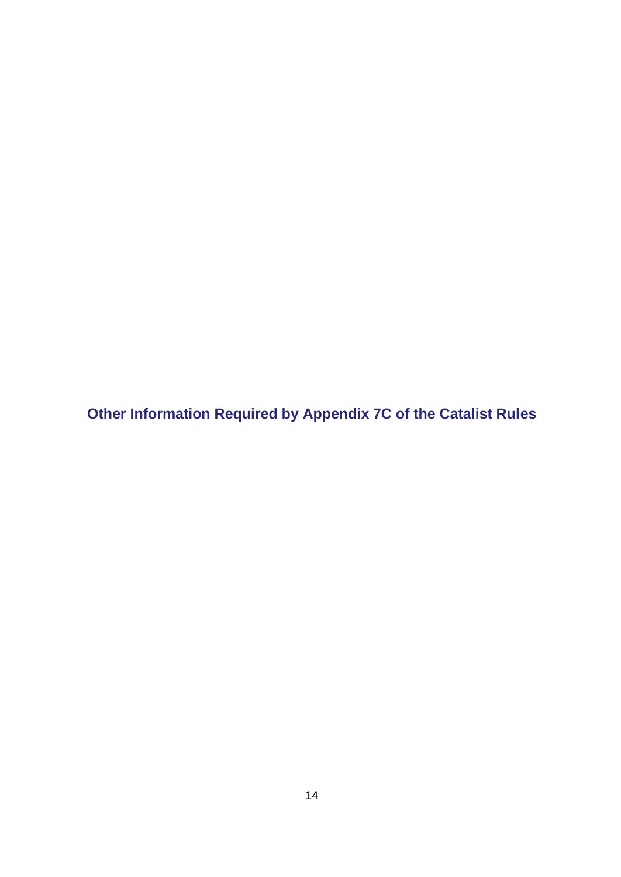# Other Information Required by Appendix 7C of the Catalist Rules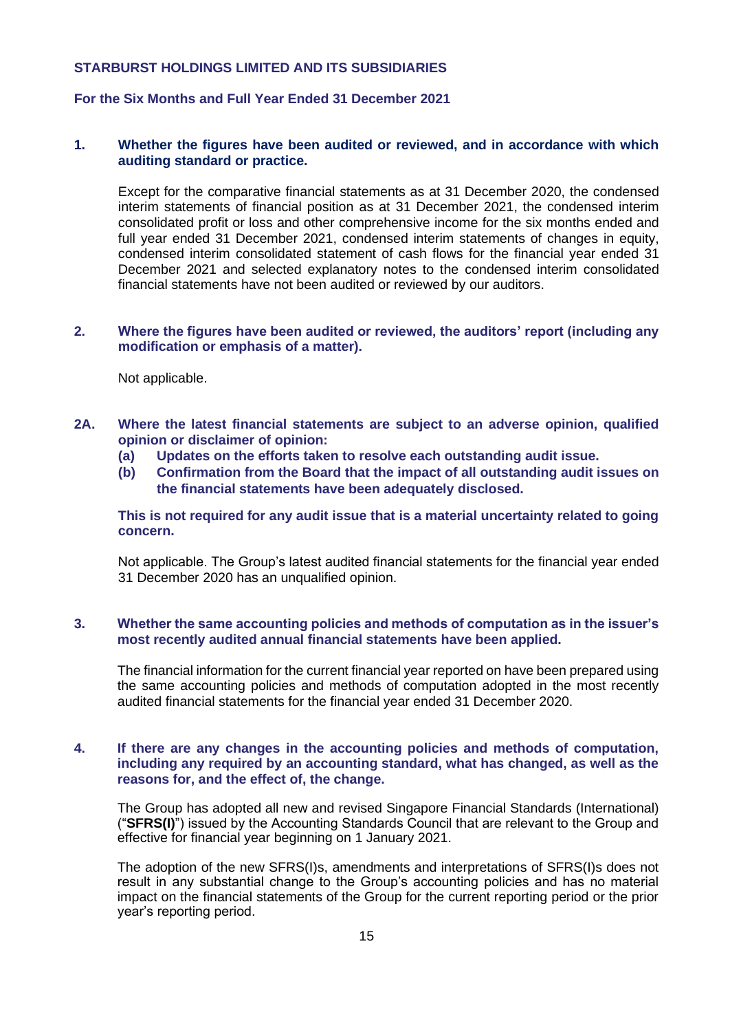**STARBURST HOLDINGS LIMITED AND ITS SUBSIDIARIES**

**For the Six Months and Full Year Ended 31 December 2021**

**1. Whether the figures have been audited or reviewed, and in accordance with which auditing standard or practice.**

Except for the comparative financial statements as at 31 December 2020, the condensed interim statements of financial position as at 31 December 2021, the condensed interim consolidated profit or loss and other comprehensive income for the six months ended and full year ended 31 December 2021, condensed interim statements of changes in equity, condensed interim consolidated statement of cash flows for the financial year ended 31 December 2021 and selected explanatory notes to the condensed interim consolidated financial statements have not been audited or reviewed by our auditors.

**2. Where the figures have been audited or reviewed, the auditors' report (including any modification or emphasis of a matter).**

Not applicable.

**2A. Where the latest financial statements are subject to an adverse opinion, qualified opinion or disclaimer of opinion:**

**(a) Updates on the efforts taken to resolve each outstanding audit issue.**

**(b) Confirmation from the Board that the impact of all outstanding audit issues on the financial statements have been adequately disclosed.**

**This is not required for any audit issue that is a material uncertainty related to going concern.**

Not applicable. The Group's latest audited financial statements for the financial year ended 31 December 2020 has an unqualified opinion.

**3. Whether the same accounting policies and methods of computation as in the issuer's most recently audited annual financial statements have been applied.**

The financial information for the current financial year reported on have been prepared using the same accounting policies and methods of computation adopted in the most recently audited financial statements for the financial year ended 31 December 2020.

**4. If there are any changes in the accounting policies and methods of computation, including any required by an accounting standard, what has changed, as well as the reasons for, and the effect of, the change.**

The Group has adopted all new and revised Singapore Financial Standards (International) ("**SFRS(I)**") issued by the Accounting Standards Council that are relevant to the Group and effective for financial year beginning on 1 January 2021.

The adoption of the new SFRS(I)s, amendments and interpretations of SFRS(I)s does not result in any substantial change to the Group's accounting policies and has no material impact on the financial statements of the Group for the current reporting period or the prior year's reporting period.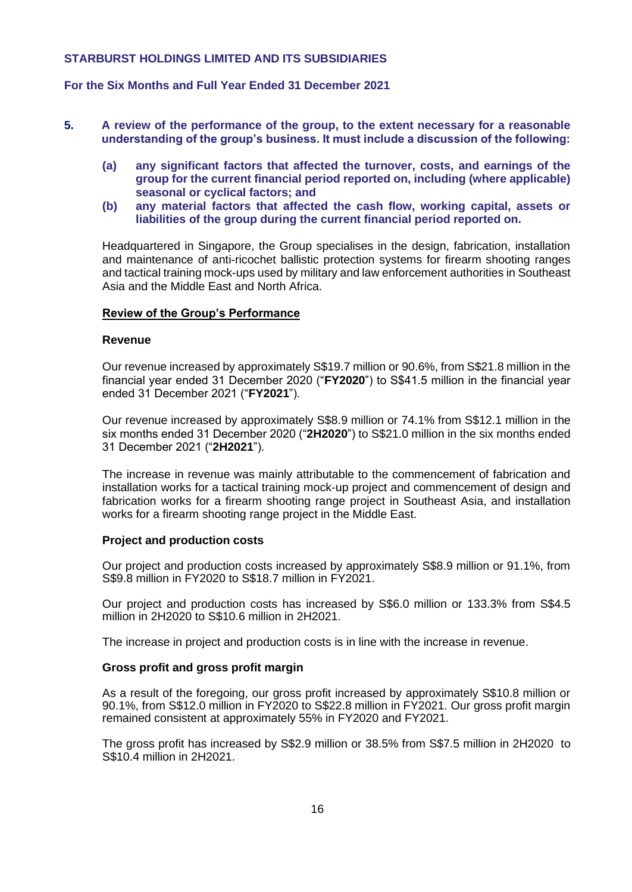**5. A review of the performance of the group, to the extent necessary for a reasonable understanding of the group's business. It must include a discussion of the following:**

**(a) any significant factors that affected the turnover, costs, and earnings of the group for the current financial period reported on, including (where applicable) seasonal or cyclical factors; and**

**(b) any material factors that affected the cash flow, working capital, assets or liabilities of the group during the current financial period reported on.**

Headquartered in Singapore, the Group specialises in the design, fabrication, installation and maintenance of anti-ricochet ballistic protection systems for firearm shooting ranges and tactical training mock-ups used by military and law enforcement authorities in Southeast Asia and the Middle East and North Africa.

**Review of the Group's Performance**

**Revenue**

Our revenue increased by approximately S$19.7 million or 90.6%, from S$21.8 million in the financial year ended 31 December 2020 ("**FY2020**") to S$41.5 million in the financial year ended 31 December 2021 ("**FY2021**").

Our revenue increased by approximately S$8.9 million or 74.1% from S$12.1 million in the six months ended 31 December 2020 ("**2H2020**") to S$21.0 million in the six months ended 31 December 2021 ("**2H2021**").

The increase in revenue was mainly attributable to the commencement of fabrication and installation works for a tactical training mock-up project and commencement of design and fabrication works for a firearm shooting range project in Southeast Asia, and installation works for a firearm shooting range project in the Middle East.

**Project and production costs**

Our project and production costs increased by approximately S$8.9 million or 91.1%, from S$9.8 million in FY2020 to S$18.7 million in FY2021.

Our project and production costs has increased by S$6.0 million or 133.3% from S$4.5 million in 2H2020 to S$10.6 million in 2H2021.

The increase in project and production costs is in line with the increase in revenue.

**Gross profit and gross profit margin**

As a result of the foregoing, our gross profit increased by approximately S$10.8 million or 90.1%, from S$12.0 million in FY2020 to S$22.8 million in FY2021. Our gross profit margin remained consistent at approximately 55% in FY2020 and FY2021.

The gross profit has increased by S$2.9 million or 38.5% from S$7.5 million in 2H2020 to S$10.4 million in 2H2021.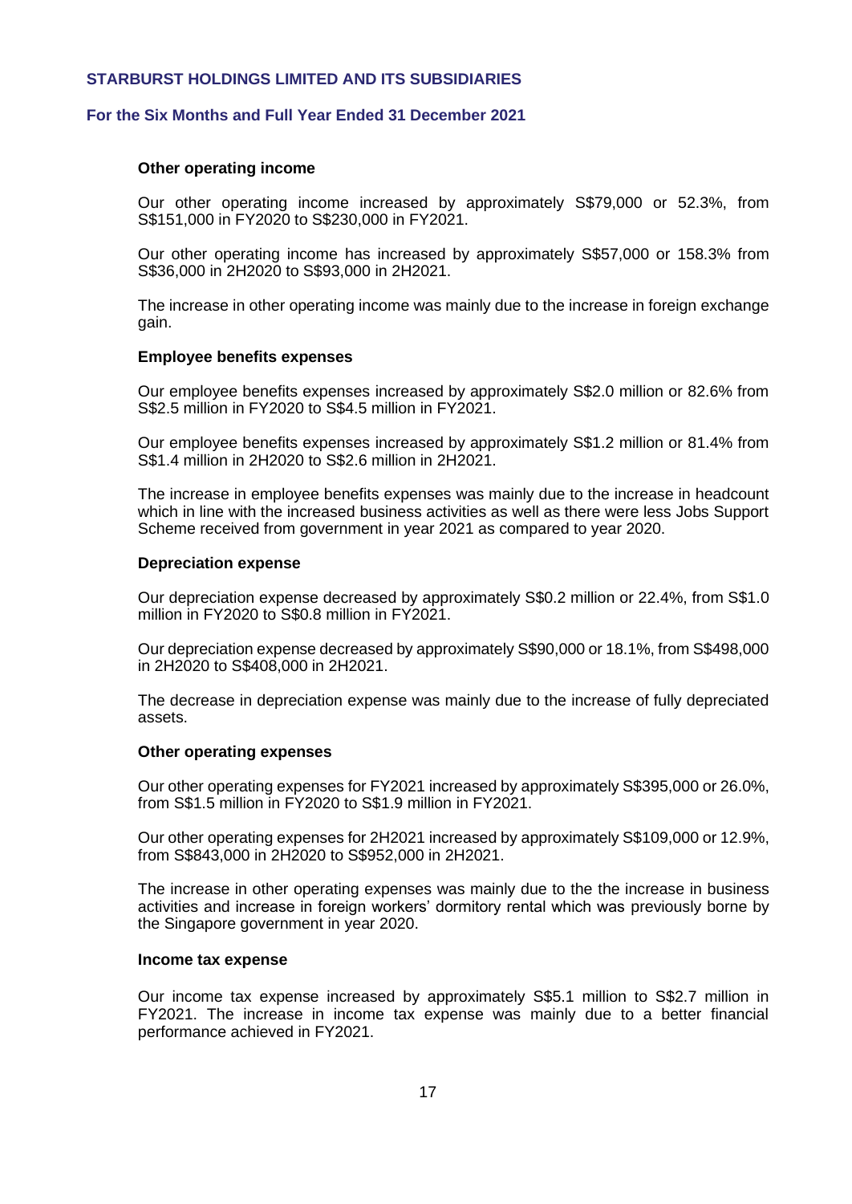### Other operating income

Our other operating income increased by approximately S$79,000 or 52.3%, from S$151,000 in FY2020 to S$230,000 in FY2021.

Our other operating income has increased by approximately S$57,000 or 158.3% from S$36,000 in 2H2020 to S$93,000 in 2H2021.

The increase in other operating income was mainly due to the increase in foreign exchange gain.

### Employee benefits expenses

Our employee benefits expenses increased by approximately S$2.0 million or 82.6% from S$2.5 million in FY2020 to S$4.5 million in FY2021.

Our employee benefits expenses increased by approximately S$1.2 million or 81.4% from S$1.4 million in 2H2020 to S$2.6 million in 2H2021.

The increase in employee benefits expenses was mainly due to the increase in headcount which in line with the increased business activities as well as there were less Jobs Support Scheme received from government in year 2021 as compared to year 2020.

### Depreciation expense

Our depreciation expense decreased by approximately S$0.2 million or 22.4%, from S$1.0 million in FY2020 to S$0.8 million in FY2021.

Our depreciation expense decreased by approximately S$90,000 or 18.1%, from S$498,000 in 2H2020 to S$408,000 in 2H2021.

The decrease in depreciation expense was mainly due to the increase of fully depreciated assets.

### Other operating expenses

Our other operating expenses for FY2021 increased by approximately S$395,000 or 26.0%, from S$1.5 million in FY2020 to S$1.9 million in FY2021.

Our other operating expenses for 2H2021 increased by approximately S$109,000 or 12.9%, from S$843,000 in 2H2020 to S$952,000 in 2H2021.

The increase in other operating expenses was mainly due to the the increase in business activities and increase in foreign workers' dormitory rental which was previously borne by the Singapore government in year 2020.

### Income tax expense

Our income tax expense increased by approximately S$5.1 million to S$2.7 million in FY2021. The increase in income tax expense was mainly due to a better financial performance achieved in FY2021.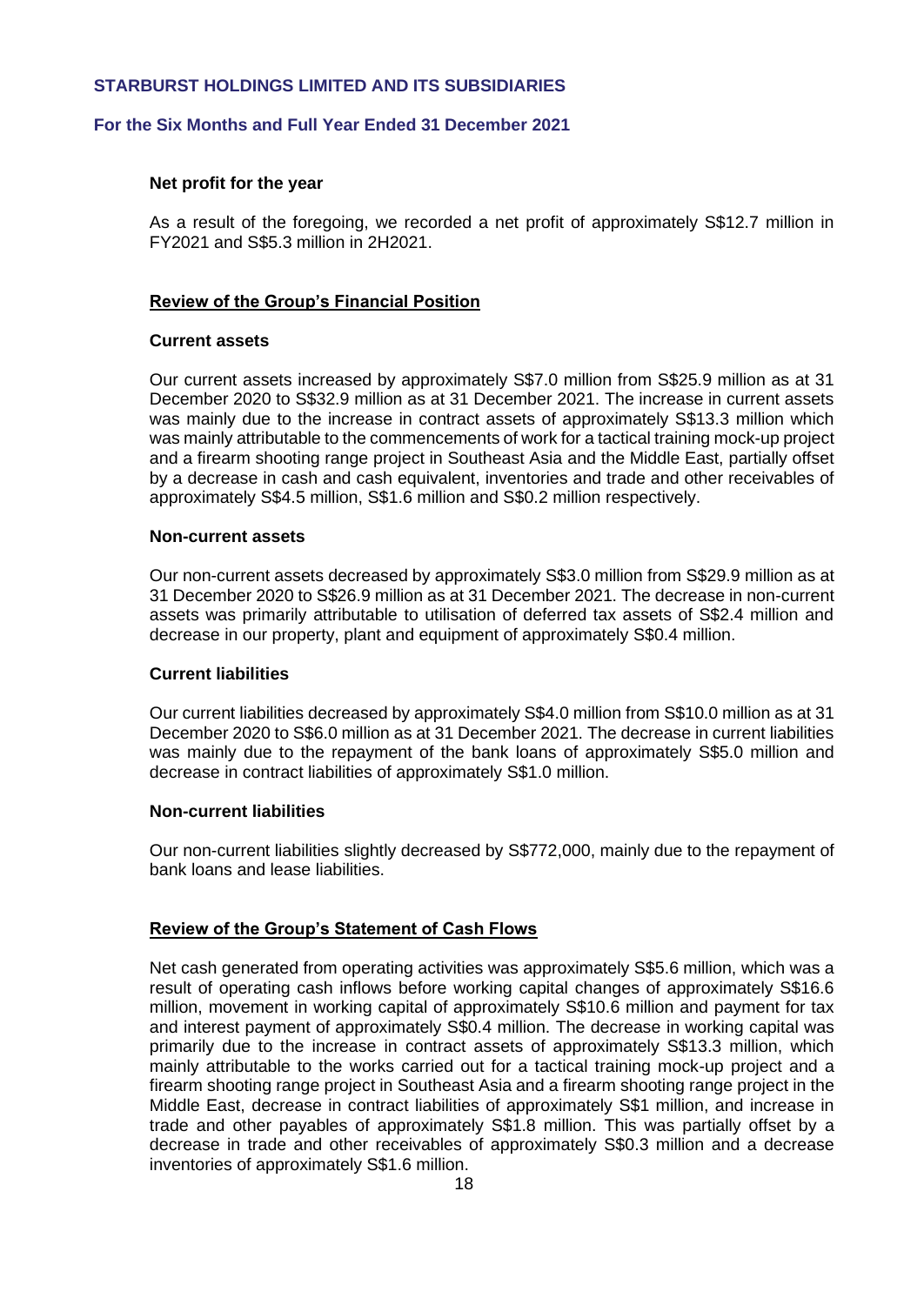**Net profit for the year**

As a result of the foregoing, we recorded a net profit of approximately S$12.7 million in FY2021 and S$5.3 million in 2H2021.

**Review of the Group's Financial Position**

**Current assets**

Our current assets increased by approximately S$7.0 million from S$25.9 million as at 31 December 2020 to S$32.9 million as at 31 December 2021. The increase in current assets was mainly due to the increase in contract assets of approximately S$13.3 million which was mainly attributable to the commencements of work for a tactical training mock-up project and a firearm shooting range project in Southeast Asia and the Middle East, partially offset by a decrease in cash and cash equivalent, inventories and trade and other receivables of approximately S$4.5 million, S$1.6 million and S$0.2 million respectively.

**Non-current assets**

Our non-current assets decreased by approximately S$3.0 million from S$29.9 million as at 31 December 2020 to S$26.9 million as at 31 December 2021. The decrease in non-current assets was primarily attributable to utilisation of deferred tax assets of S$2.4 million and decrease in our property, plant and equipment of approximately S$0.4 million.

**Current liabilities**

Our current liabilities decreased by approximately S$4.0 million from S$10.0 million as at 31 December 2020 to S$6.0 million as at 31 December 2021. The decrease in current liabilities was mainly due to the repayment of the bank loans of approximately S$5.0 million and decrease in contract liabilities of approximately S$1.0 million.

**Non-current liabilities**

Our non-current liabilities slightly decreased by S$772,000, mainly due to the repayment of bank loans and lease liabilities.

**Review of the Group's Statement of Cash Flows**

Net cash generated from operating activities was approximately S$5.6 million, which was a result of operating cash inflows before working capital changes of approximately S$16.6 million, movement in working capital of approximately S$10.6 million and payment for tax and interest payment of approximately S$0.4 million. The decrease in working capital was primarily due to the increase in contract assets of approximately S$13.3 million, which mainly attributable to the works carried out for a tactical training mock-up project and a firearm shooting range project in Southeast Asia and a firearm shooting range project in the Middle East, decrease in contract liabilities of approximately S$1 million, and increase in trade and other payables of approximately S$1.8 million. This was partially offset by a decrease in trade and other receivables of approximately S$0.3 million and a decrease inventories of approximately S$1.6 million.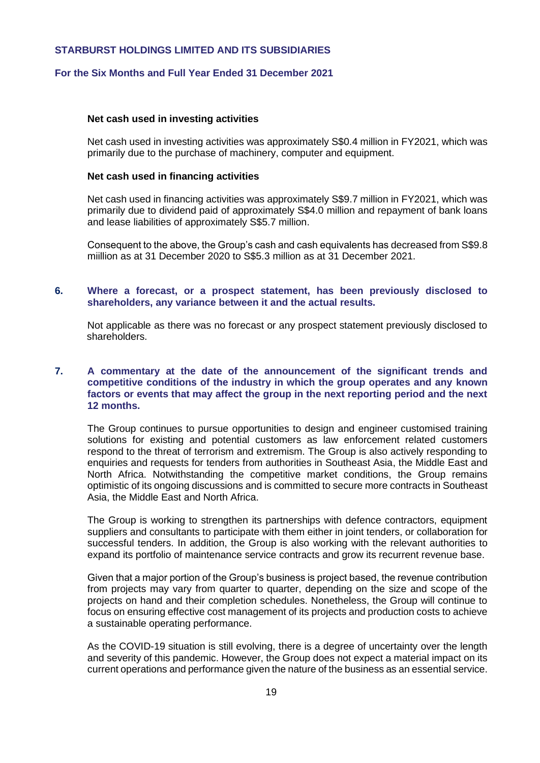**Net cash used in investing activities**

Net cash used in investing activities was approximately S$0.4 million in FY2021, which was primarily due to the purchase of machinery, computer and equipment.

**Net cash used in financing activities**

Net cash used in financing activities was approximately S$9.7 million in FY2021, which was primarily due to dividend paid of approximately S$4.0 million and repayment of bank loans and lease liabilities of approximately S$5.7 million.

Consequent to the above, the Group's cash and cash equivalents has decreased from S$9.8 miillion as at 31 December 2020 to S$5.3 million as at 31 December 2021.

**6. Where a forecast, or a prospect statement, has been previously disclosed to shareholders, any variance between it and the actual results.**

Not applicable as there was no forecast or any prospect statement previously disclosed to shareholders.

**7. A commentary at the date of the announcement of the significant trends and competitive conditions of the industry in which the group operates and any known factors or events that may affect the group in the next reporting period and the next 12 months.**

The Group continues to pursue opportunities to design and engineer customised training solutions for existing and potential customers as law enforcement related customers respond to the threat of terrorism and extremism. The Group is also actively responding to enquiries and requests for tenders from authorities in Southeast Asia, the Middle East and North Africa. Notwithstanding the competitive market conditions, the Group remains optimistic of its ongoing discussions and is committed to secure more contracts in Southeast Asia, the Middle East and North Africa.

The Group is working to strengthen its partnerships with defence contractors, equipment suppliers and consultants to participate with them either in joint tenders, or collaboration for successful tenders. In addition, the Group is also working with the relevant authorities to expand its portfolio of maintenance service contracts and grow its recurrent revenue base.

Given that a major portion of the Group's business is project based, the revenue contribution from projects may vary from quarter to quarter, depending on the size and scope of the projects on hand and their completion schedules. Nonetheless, the Group will continue to focus on ensuring effective cost management of its projects and production costs to achieve a sustainable operating performance.

As the COVID-19 situation is still evolving, there is a degree of uncertainty over the length and severity of this pandemic. However, the Group does not expect a material impact on its current operations and performance given the nature of the business as an essential service.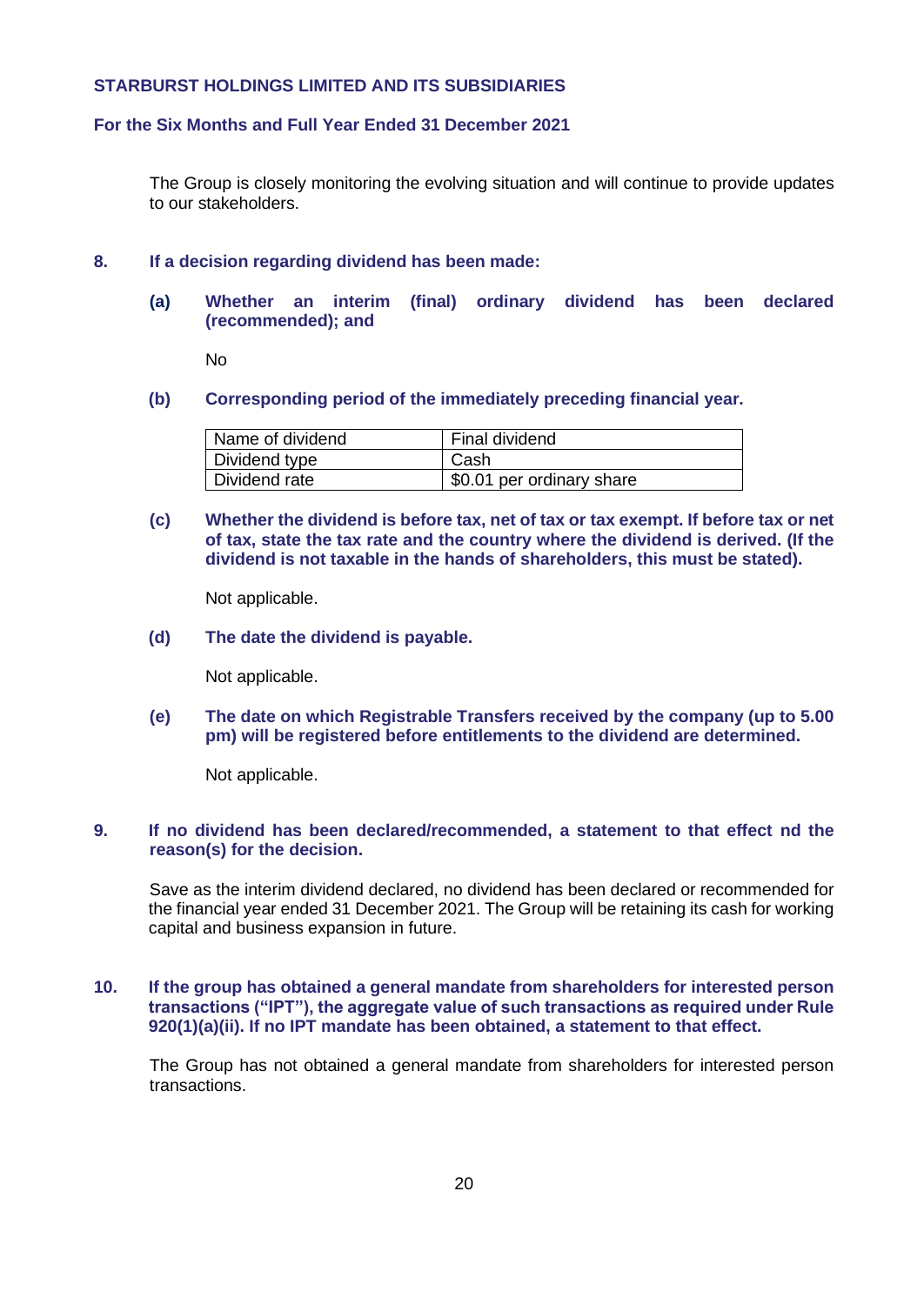The Group is closely monitoring the evolving situation and will continue to provide updates to our stakeholders.

**8. If a decision regarding dividend has been made:**

**(a) Whether an interim (final) ordinary dividend has been declared (recommended); and**

No

**(b) Corresponding period of the immediately preceding financial year.**

| Name of dividend | Final dividend |
|---|---|
| Dividend type | Cash |
| Dividend rate | $0.01 per ordinary share |

**(c) Whether the dividend is before tax, net of tax or tax exempt. If before tax or net of tax, state the tax rate and the country where the dividend is derived. (If the dividend is not taxable in the hands of shareholders, this must be stated).**

Not applicable.

**(d) The date the dividend is payable.**

Not applicable.

**(e) The date on which Registrable Transfers received by the company (up to 5.00 pm) will be registered before entitlements to the dividend are determined.**

Not applicable.

**9. If no dividend has been declared/recommended, a statement to that effect nd the reason(s) for the decision.**

Save as the interim dividend declared, no dividend has been declared or recommended for the financial year ended 31 December 2021. The Group will be retaining its cash for working capital and business expansion in future.

**10. If the group has obtained a general mandate from shareholders for interested person transactions ("IPT"), the aggregate value of such transactions as required under Rule 920(1)(a)(ii). If no IPT mandate has been obtained, a statement to that effect.**

The Group has not obtained a general mandate from shareholders for interested person transactions.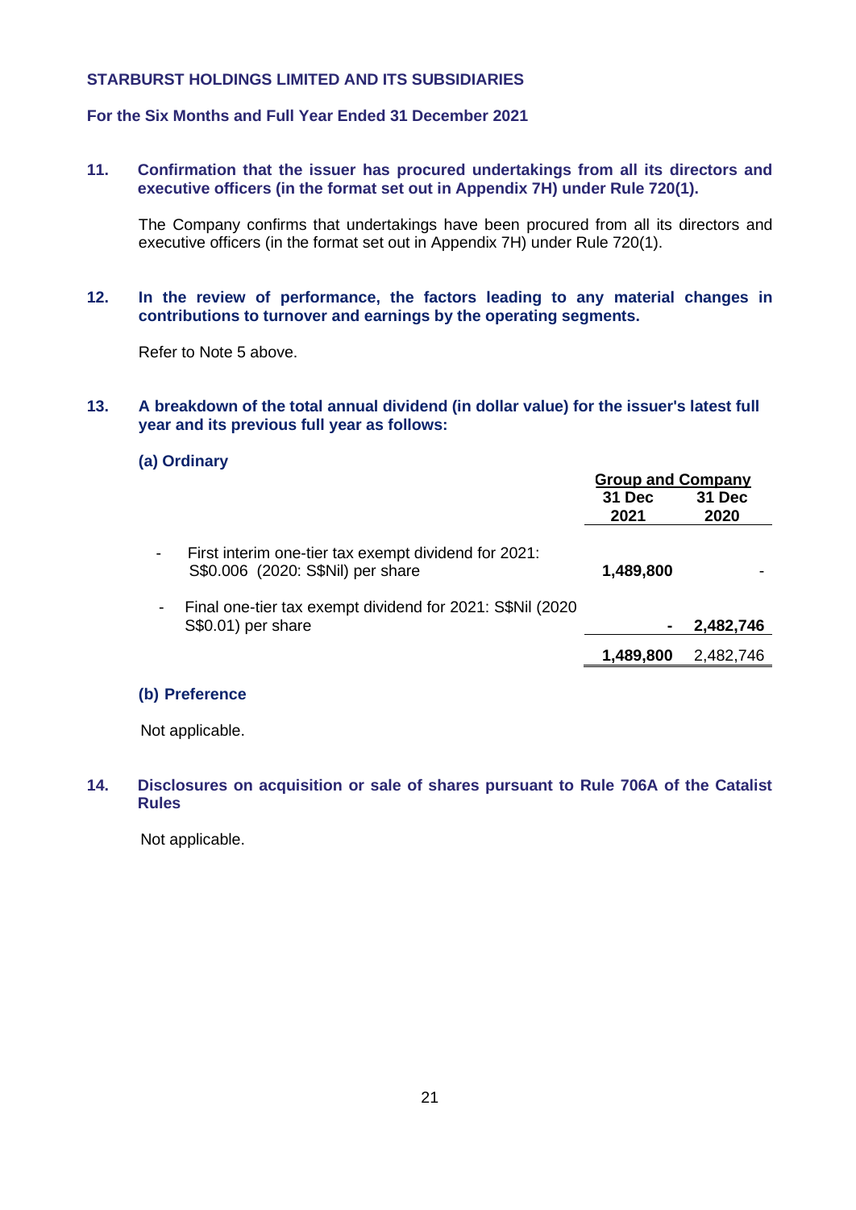**STARBURST HOLDINGS LIMITED AND ITS SUBSIDIARIES**

**For the Six Months and Full Year Ended 31 December 2021**

**11. Confirmation that the issuer has procured undertakings from all its directors and executive officers (in the format set out in Appendix 7H) under Rule 720(1).**

The Company confirms that undertakings have been procured from all its directors and executive officers (in the format set out in Appendix 7H) under Rule 720(1).

**12. In the review of performance, the factors leading to any material changes in contributions to turnover and earnings by the operating segments.**

Refer to Note 5 above.

**13. A breakdown of the total annual dividend (in dollar value) for the issuer's latest full year and its previous full year as follows:**

**(a) Ordinary**

| | Group and Company | |
|---|---|---|
| | **31 Dec 2021** | **31 Dec 2020** |
| - First interim one-tier tax exempt dividend for 2021: S$0.006 (2020: S$Nil) per share | **1,489,800** | - |
| - Final one-tier tax exempt dividend for 2021: S$Nil (2020 S$0.01) per share | **-** | **2,482,746** |
| | **1,489,800** | 2,482,746 |

**(b) Preference**

Not applicable.

**14. Disclosures on acquisition or sale of shares pursuant to Rule 706A of the Catalist Rules**

Not applicable.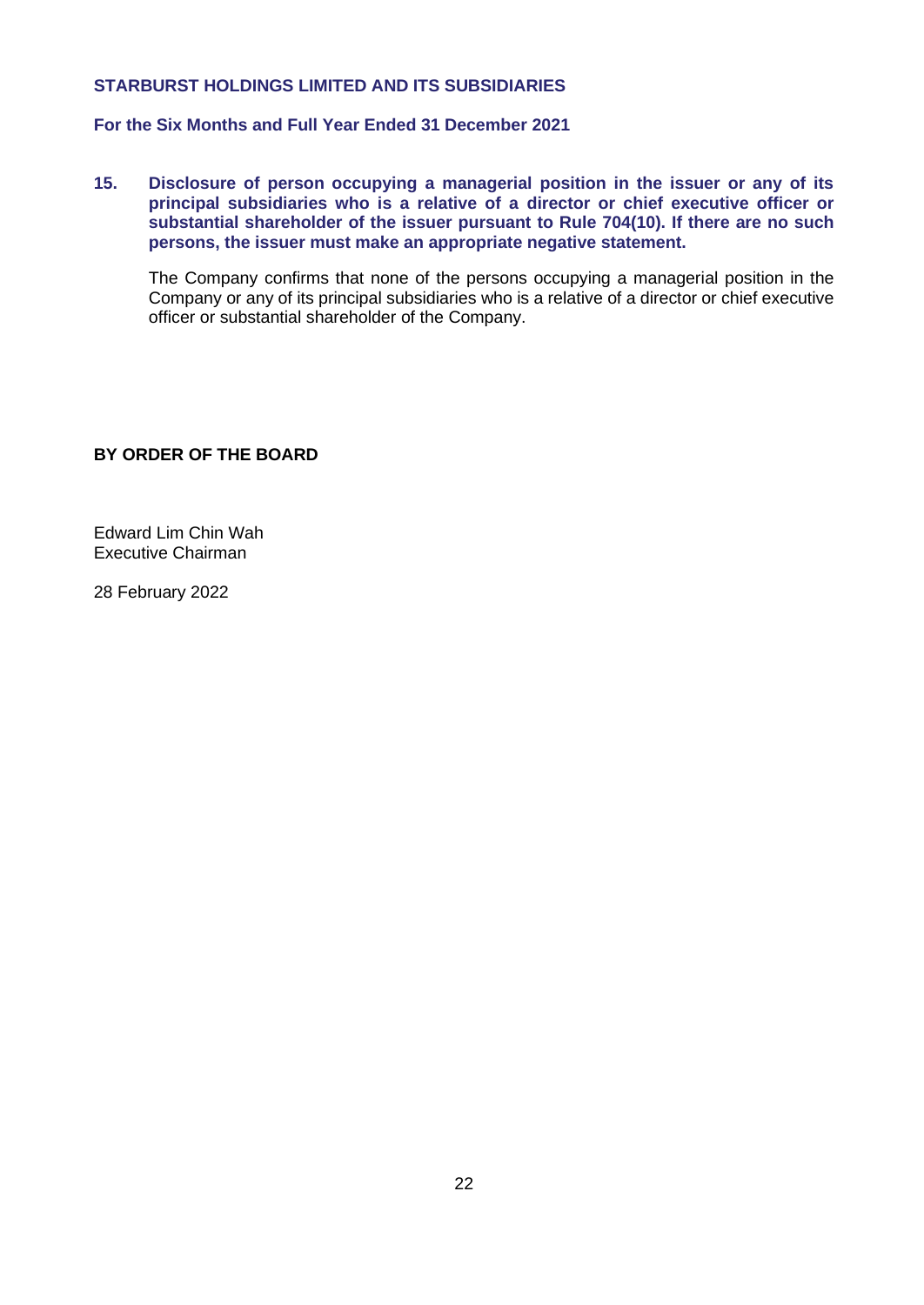**15. Disclosure of person occupying a managerial position in the issuer or any of its principal subsidiaries who is a relative of a director or chief executive officer or substantial shareholder of the issuer pursuant to Rule 704(10). If there are no such persons, the issuer must make an appropriate negative statement.**

The Company confirms that none of the persons occupying a managerial position in the Company or any of its principal subsidiaries who is a relative of a director or chief executive officer or substantial shareholder of the Company.

**BY ORDER OF THE BOARD**

Edward Lim Chin Wah
Executive Chairman

28 February 2022